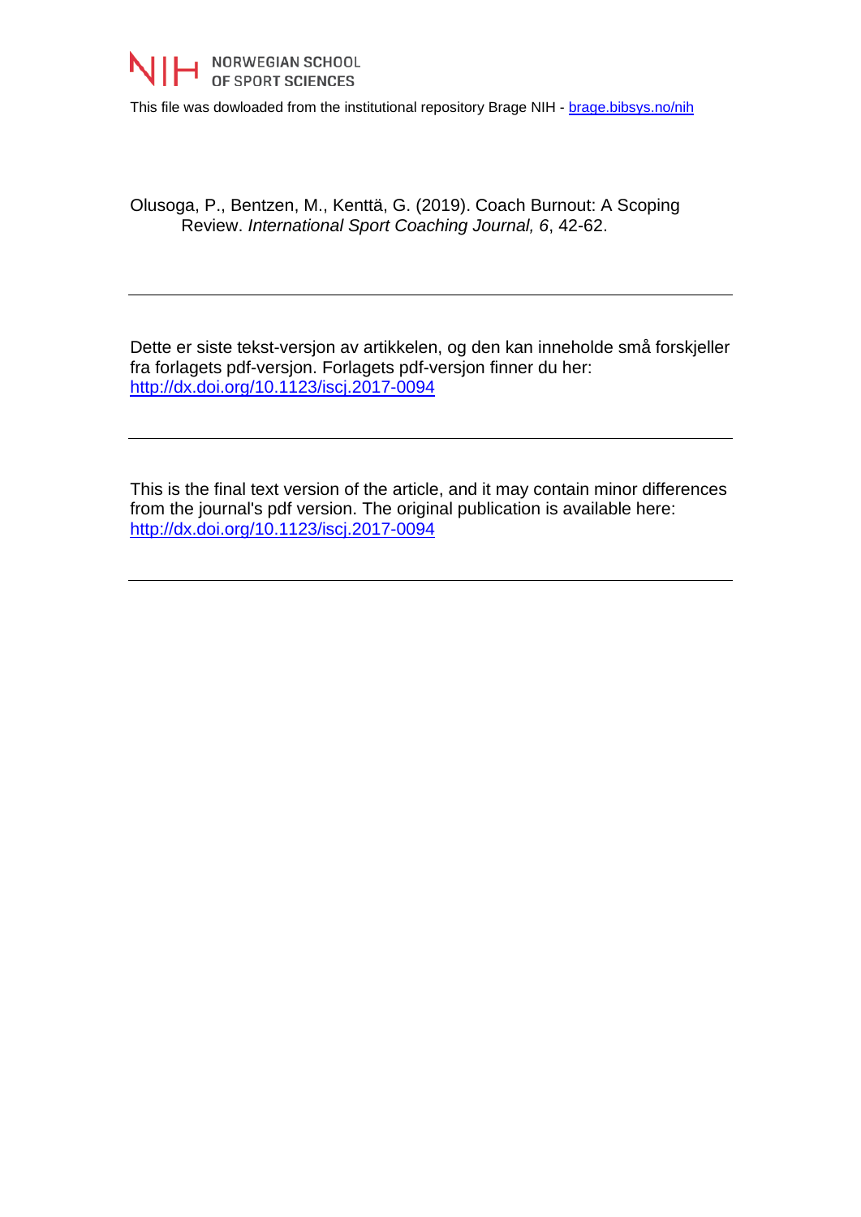NORWEGIAN SCHOOL OF SPORT SCIENCES

This file was dowloaded from the institutional repository Brage NIH - [brage.bibsys.no/nih](brage.bibsys.no/nih)

Olusoga, P., Bentzen, M., Kenttä, G. (2019). Coach Burnout: A Scoping Review. *International Sport Coaching Journal, 6*, 42-62.

---

Dette er siste tekst-versjon av artikkelen, og den kan inneholde små forskjeller fra forlagets pdf-versjon. Forlagets pdf-versjon finner du her: [http://dx.doi.org/10.1123/iscj.2017-0094](http://dx.doi.org/10.1123/iscj.2017-0094)

---

This is the final text version of the article, and it may contain minor differences from the journal's pdf version. The original publication is available here: [http://dx.doi.org/10.1123/iscj.2017-0094](http://dx.doi.org/10.1123/iscj.2017-0094)

---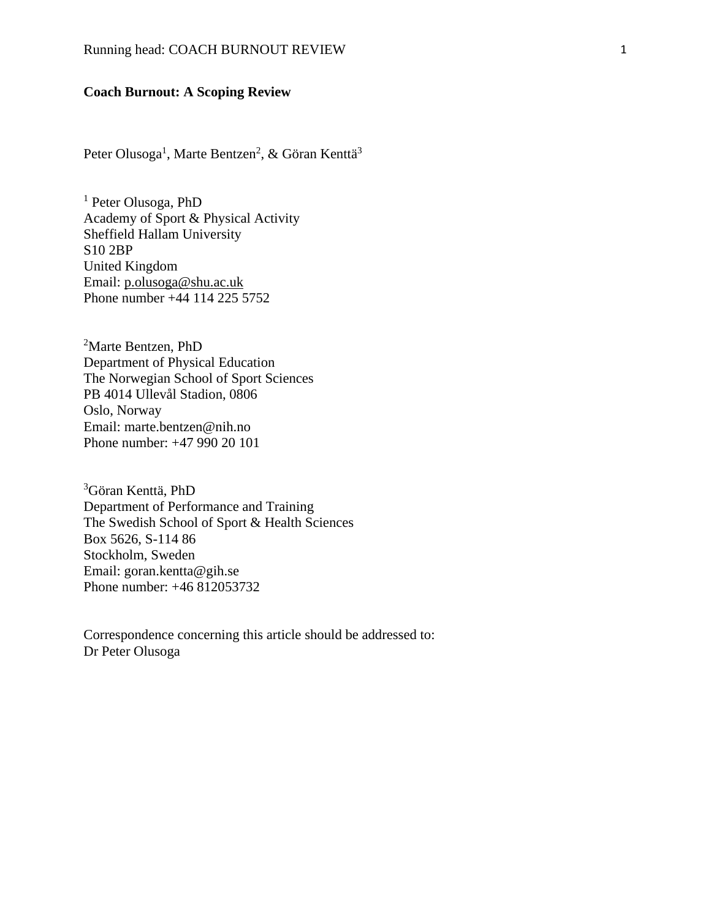**Coach Burnout: A Scoping Review**

Peter Olusoga[1], Marte Bentzen[2], & Göran Kenttä[3]

[1] Peter Olusoga, PhD
Academy of Sport & Physical Activity
Sheffield Hallam University
S10 2BP
United Kingdom
Email: p.olusoga@shu.ac.uk
Phone number +44 114 225 5752

[2]Marte Bentzen, PhD
Department of Physical Education
The Norwegian School of Sport Sciences
PB 4014 Ullevål Stadion, 0806
Oslo, Norway
Email: marte.bentzen@nih.no
Phone number: +47 990 20 101

[3]Göran Kenttä, PhD
Department of Performance and Training
The Swedish School of Sport & Health Sciences
Box 5626, S-114 86
Stockholm, Sweden
Email: goran.kentta@gih.se
Phone number: +46 812053732

Correspondence concerning this article should be addressed to:
Dr Peter Olusoga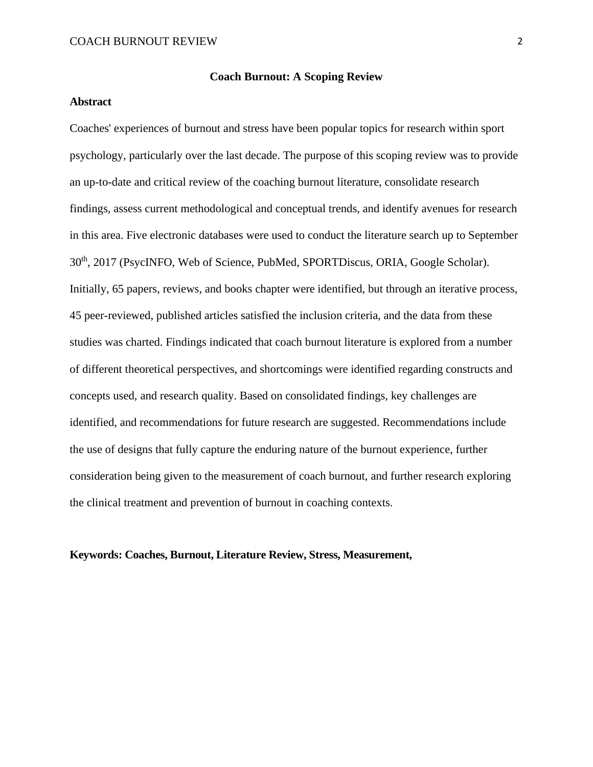# Coach Burnout: A Scoping Review

## Abstract

Coaches' experiences of burnout and stress have been popular topics for research within sport psychology, particularly over the last decade. The purpose of this scoping review was to provide an up-to-date and critical review of the coaching burnout literature, consolidate research findings, assess current methodological and conceptual trends, and identify avenues for research in this area. Five electronic databases were used to conduct the literature search up to September 30th, 2017 (PsycINFO, Web of Science, PubMed, SPORTDiscus, ORIA, Google Scholar). Initially, 65 papers, reviews, and books chapter were identified, but through an iterative process, 45 peer-reviewed, published articles satisfied the inclusion criteria, and the data from these studies was charted. Findings indicated that coach burnout literature is explored from a number of different theoretical perspectives, and shortcomings were identified regarding constructs and concepts used, and research quality. Based on consolidated findings, key challenges are identified, and recommendations for future research are suggested. Recommendations include the use of designs that fully capture the enduring nature of the burnout experience, further consideration being given to the measurement of coach burnout, and further research exploring the clinical treatment and prevention of burnout in coaching contexts.

**Keywords: Coaches, Burnout, Literature Review, Stress, Measurement,**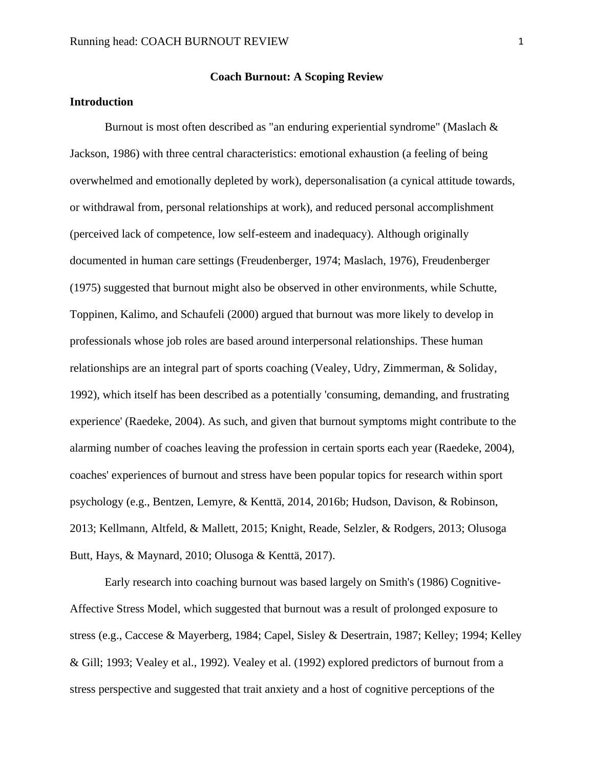# Coach Burnout: A Scoping Review

## Introduction

Burnout is most often described as "an enduring experiential syndrome" (Maslach & Jackson, 1986) with three central characteristics: emotional exhaustion (a feeling of being overwhelmed and emotionally depleted by work), depersonalisation (a cynical attitude towards, or withdrawal from, personal relationships at work), and reduced personal accomplishment (perceived lack of competence, low self-esteem and inadequacy). Although originally documented in human care settings (Freudenberger, 1974; Maslach, 1976), Freudenberger (1975) suggested that burnout might also be observed in other environments, while Schutte, Toppinen, Kalimo, and Schaufeli (2000) argued that burnout was more likely to develop in professionals whose job roles are based around interpersonal relationships. These human relationships are an integral part of sports coaching (Vealey, Udry, Zimmerman, & Soliday, 1992), which itself has been described as a potentially 'consuming, demanding, and frustrating experience' (Raedeke, 2004). As such, and given that burnout symptoms might contribute to the alarming number of coaches leaving the profession in certain sports each year (Raedeke, 2004), coaches' experiences of burnout and stress have been popular topics for research within sport psychology (e.g., Bentzen, Lemyre, & Kenttä, 2014, 2016b; Hudson, Davison, & Robinson, 2013; Kellmann, Altfeld, & Mallett, 2015; Knight, Reade, Selzler, & Rodgers, 2013; Olusoga Butt, Hays, & Maynard, 2010; Olusoga & Kenttä, 2017).

Early research into coaching burnout was based largely on Smith's (1986) Cognitive-Affective Stress Model, which suggested that burnout was a result of prolonged exposure to stress (e.g., Caccese & Mayerberg, 1984; Capel, Sisley & Desertrain, 1987; Kelley; 1994; Kelley & Gill; 1993; Vealey et al., 1992). Vealey et al. (1992) explored predictors of burnout from a stress perspective and suggested that trait anxiety and a host of cognitive perceptions of the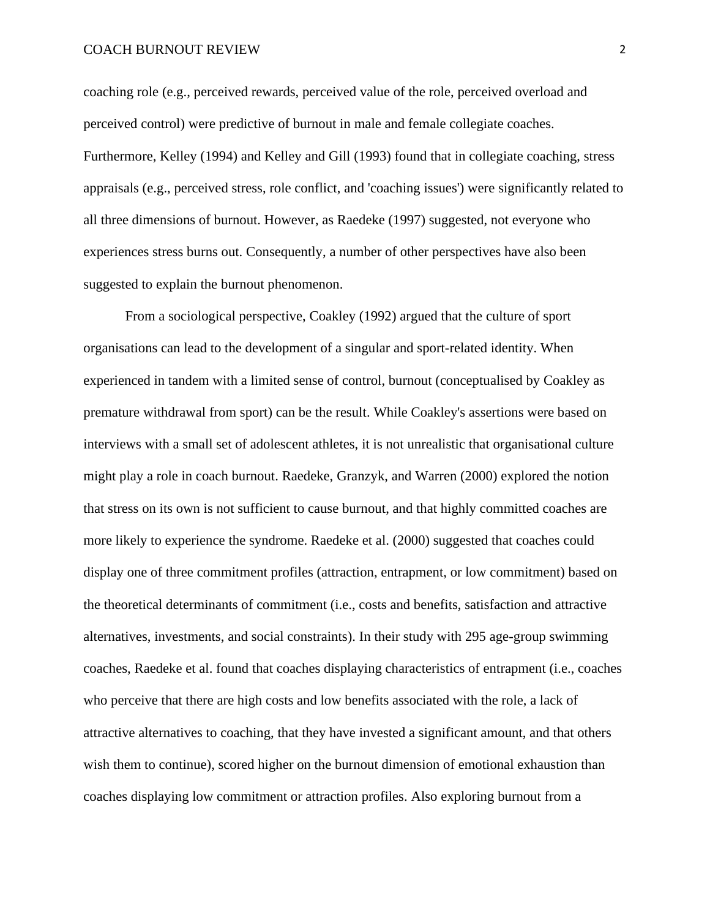coaching role (e.g., perceived rewards, perceived value of the role, perceived overload and perceived control) were predictive of burnout in male and female collegiate coaches. Furthermore, Kelley (1994) and Kelley and Gill (1993) found that in collegiate coaching, stress appraisals (e.g., perceived stress, role conflict, and 'coaching issues') were significantly related to all three dimensions of burnout. However, as Raedeke (1997) suggested, not everyone who experiences stress burns out. Consequently, a number of other perspectives have also been suggested to explain the burnout phenomenon.

From a sociological perspective, Coakley (1992) argued that the culture of sport organisations can lead to the development of a singular and sport-related identity. When experienced in tandem with a limited sense of control, burnout (conceptualised by Coakley as premature withdrawal from sport) can be the result. While Coakley's assertions were based on interviews with a small set of adolescent athletes, it is not unrealistic that organisational culture might play a role in coach burnout. Raedeke, Granzyk, and Warren (2000) explored the notion that stress on its own is not sufficient to cause burnout, and that highly committed coaches are more likely to experience the syndrome. Raedeke et al. (2000) suggested that coaches could display one of three commitment profiles (attraction, entrapment, or low commitment) based on the theoretical determinants of commitment (i.e., costs and benefits, satisfaction and attractive alternatives, investments, and social constraints). In their study with 295 age-group swimming coaches, Raedeke et al. found that coaches displaying characteristics of entrapment (i.e., coaches who perceive that there are high costs and low benefits associated with the role, a lack of attractive alternatives to coaching, that they have invested a significant amount, and that others wish them to continue), scored higher on the burnout dimension of emotional exhaustion than coaches displaying low commitment or attraction profiles. Also exploring burnout from a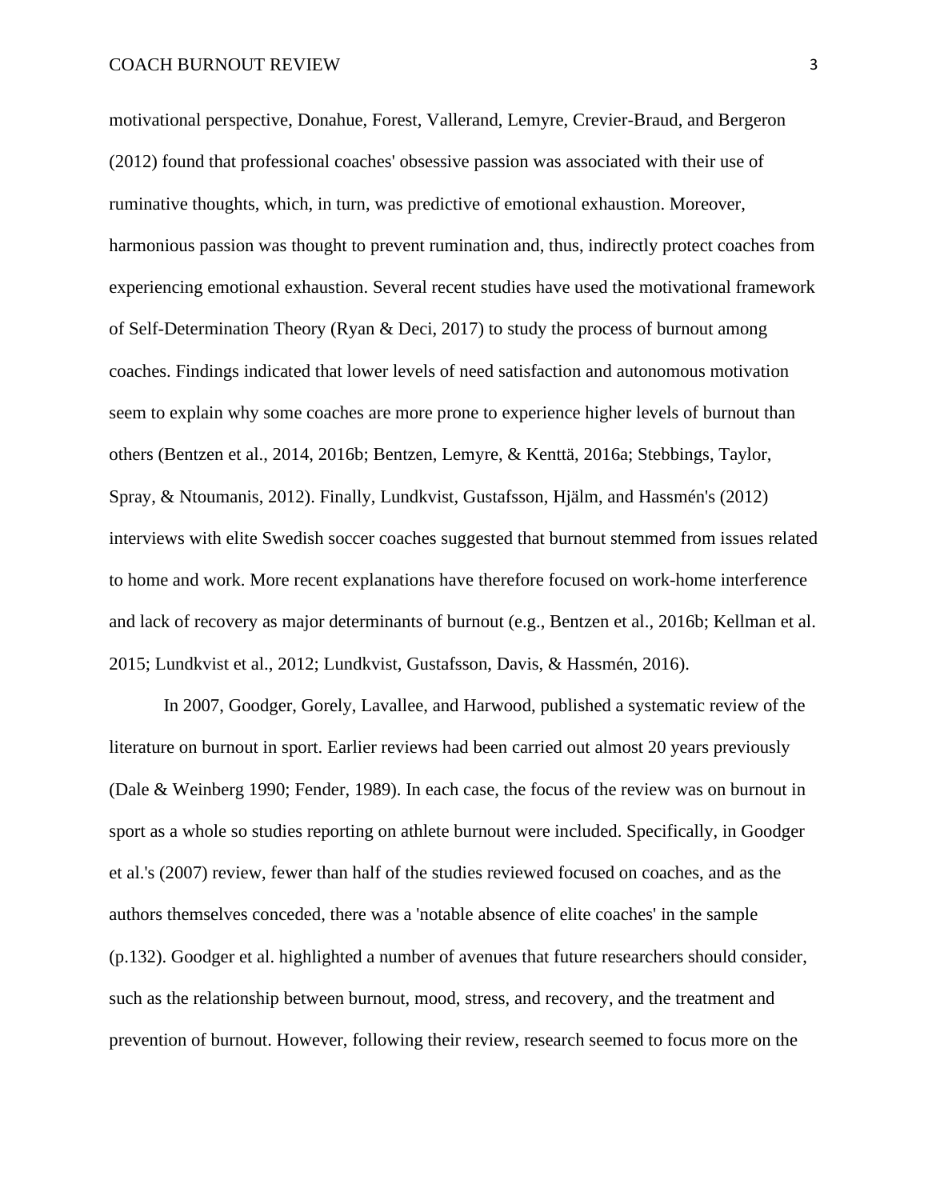motivational perspective, Donahue, Forest, Vallerand, Lemyre, Crevier-Braud, and Bergeron (2012) found that professional coaches' obsessive passion was associated with their use of ruminative thoughts, which, in turn, was predictive of emotional exhaustion. Moreover, harmonious passion was thought to prevent rumination and, thus, indirectly protect coaches from experiencing emotional exhaustion. Several recent studies have used the motivational framework of Self-Determination Theory (Ryan & Deci, 2017) to study the process of burnout among coaches. Findings indicated that lower levels of need satisfaction and autonomous motivation seem to explain why some coaches are more prone to experience higher levels of burnout than others (Bentzen et al., 2014, 2016b; Bentzen, Lemyre, & Kenttä, 2016a; Stebbings, Taylor, Spray, & Ntoumanis, 2012). Finally, Lundkvist, Gustafsson, Hjälm, and Hassmén's (2012) interviews with elite Swedish soccer coaches suggested that burnout stemmed from issues related to home and work. More recent explanations have therefore focused on work-home interference and lack of recovery as major determinants of burnout (e.g., Bentzen et al., 2016b; Kellman et al. 2015; Lundkvist et al., 2012; Lundkvist, Gustafsson, Davis, & Hassmén, 2016).

In 2007, Goodger, Gorely, Lavallee, and Harwood, published a systematic review of the literature on burnout in sport. Earlier reviews had been carried out almost 20 years previously (Dale & Weinberg 1990; Fender, 1989). In each case, the focus of the review was on burnout in sport as a whole so studies reporting on athlete burnout were included. Specifically, in Goodger et al.'s (2007) review, fewer than half of the studies reviewed focused on coaches, and as the authors themselves conceded, there was a 'notable absence of elite coaches' in the sample (p.132). Goodger et al. highlighted a number of avenues that future researchers should consider, such as the relationship between burnout, mood, stress, and recovery, and the treatment and prevention of burnout. However, following their review, research seemed to focus more on the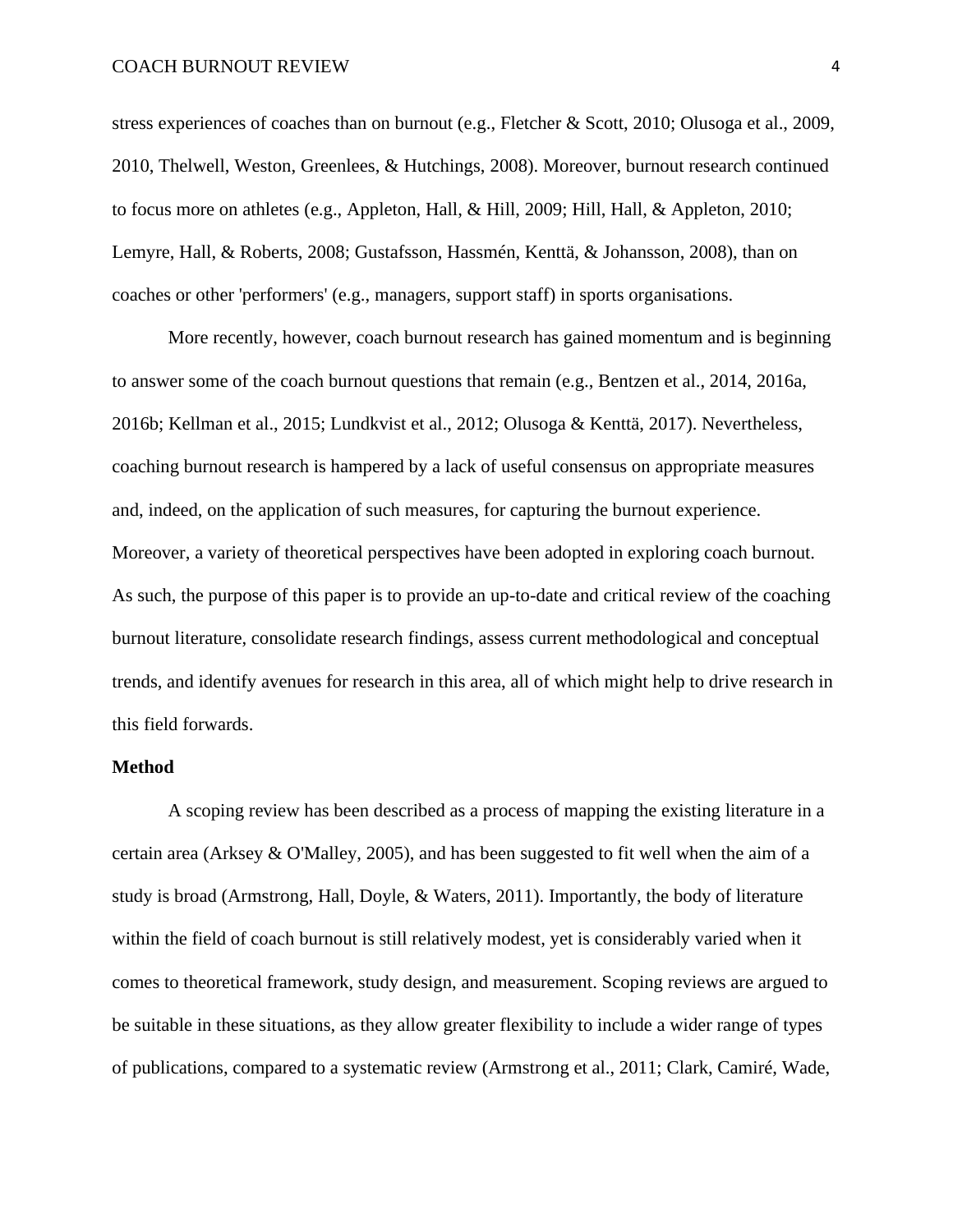stress experiences of coaches than on burnout (e.g., Fletcher & Scott, 2010; Olusoga et al., 2009, 2010, Thelwell, Weston, Greenlees, & Hutchings, 2008). Moreover, burnout research continued to focus more on athletes (e.g., Appleton, Hall, & Hill, 2009; Hill, Hall, & Appleton, 2010; Lemyre, Hall, & Roberts, 2008; Gustafsson, Hassmén, Kenttä, & Johansson, 2008), than on coaches or other 'performers' (e.g., managers, support staff) in sports organisations.

More recently, however, coach burnout research has gained momentum and is beginning to answer some of the coach burnout questions that remain (e.g., Bentzen et al., 2014, 2016a, 2016b; Kellman et al., 2015; Lundkvist et al., 2012; Olusoga & Kenttä, 2017). Nevertheless, coaching burnout research is hampered by a lack of useful consensus on appropriate measures and, indeed, on the application of such measures, for capturing the burnout experience. Moreover, a variety of theoretical perspectives have been adopted in exploring coach burnout. As such, the purpose of this paper is to provide an up-to-date and critical review of the coaching burnout literature, consolidate research findings, assess current methodological and conceptual trends, and identify avenues for research in this area, all of which might help to drive research in this field forwards.

**Method**

A scoping review has been described as a process of mapping the existing literature in a certain area (Arksey & O'Malley, 2005), and has been suggested to fit well when the aim of a study is broad (Armstrong, Hall, Doyle, & Waters, 2011). Importantly, the body of literature within the field of coach burnout is still relatively modest, yet is considerably varied when it comes to theoretical framework, study design, and measurement. Scoping reviews are argued to be suitable in these situations, as they allow greater flexibility to include a wider range of types of publications, compared to a systematic review (Armstrong et al., 2011; Clark, Camiré, Wade,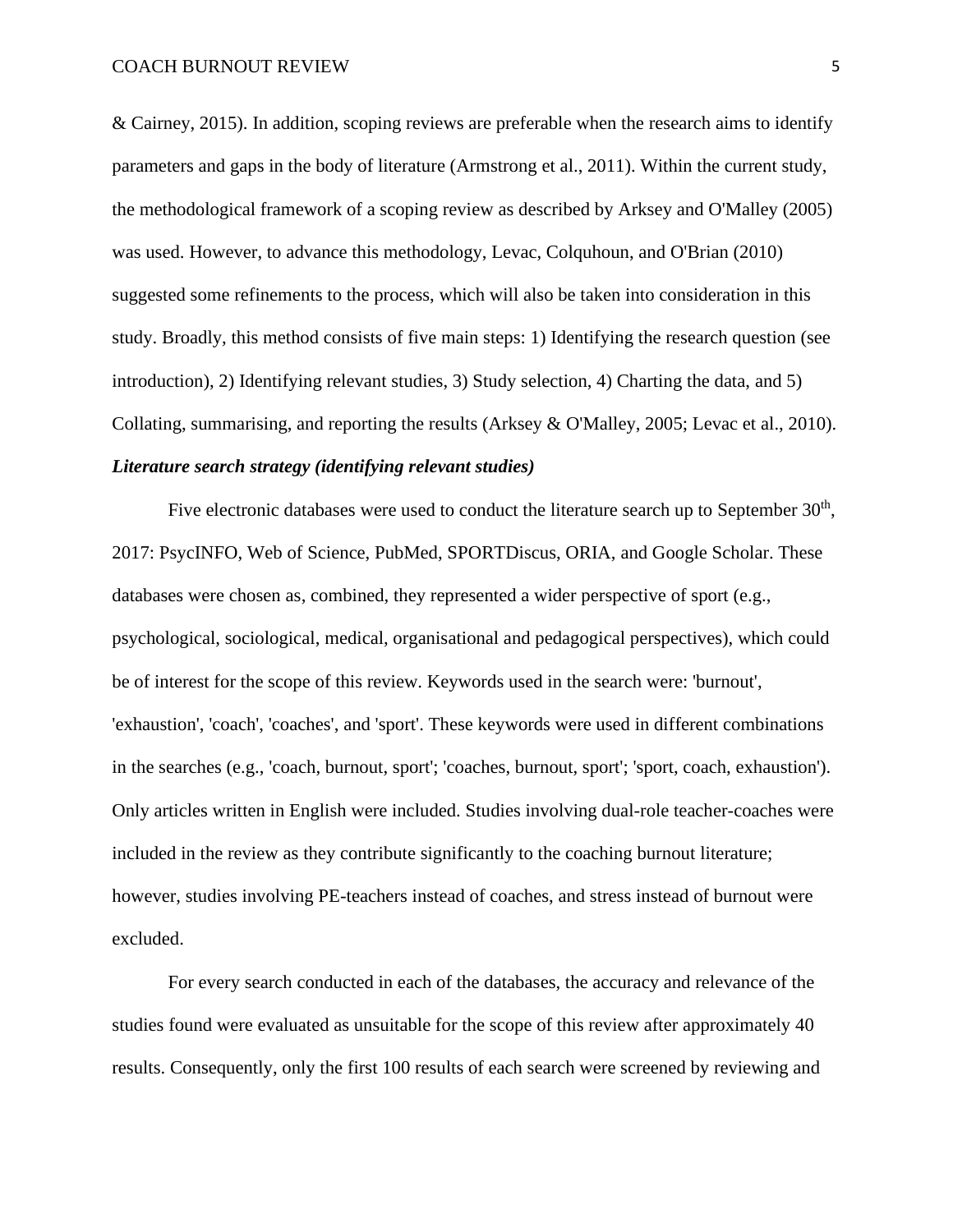& Cairney, 2015). In addition, scoping reviews are preferable when the research aims to identify parameters and gaps in the body of literature (Armstrong et al., 2011). Within the current study, the methodological framework of a scoping review as described by Arksey and O'Malley (2005) was used. However, to advance this methodology, Levac, Colquhoun, and O'Brian (2010) suggested some refinements to the process, which will also be taken into consideration in this study. Broadly, this method consists of five main steps: 1) Identifying the research question (see introduction), 2) Identifying relevant studies, 3) Study selection, 4) Charting the data, and 5) Collating, summarising, and reporting the results (Arksey & O'Malley, 2005; Levac et al., 2010).

***Literature search strategy (identifying relevant studies)***

Five electronic databases were used to conduct the literature search up to September 30th, 2017: PsycINFO, Web of Science, PubMed, SPORTDiscus, ORIA, and Google Scholar. These databases were chosen as, combined, they represented a wider perspective of sport (e.g., psychological, sociological, medical, organisational and pedagogical perspectives), which could be of interest for the scope of this review. Keywords used in the search were: 'burnout', 'exhaustion', 'coach', 'coaches', and 'sport'. These keywords were used in different combinations in the searches (e.g., 'coach, burnout, sport'; 'coaches, burnout, sport'; 'sport, coach, exhaustion'). Only articles written in English were included. Studies involving dual-role teacher-coaches were included in the review as they contribute significantly to the coaching burnout literature; however, studies involving PE-teachers instead of coaches, and stress instead of burnout were excluded.

For every search conducted in each of the databases, the accuracy and relevance of the studies found were evaluated as unsuitable for the scope of this review after approximately 40 results. Consequently, only the first 100 results of each search were screened by reviewing and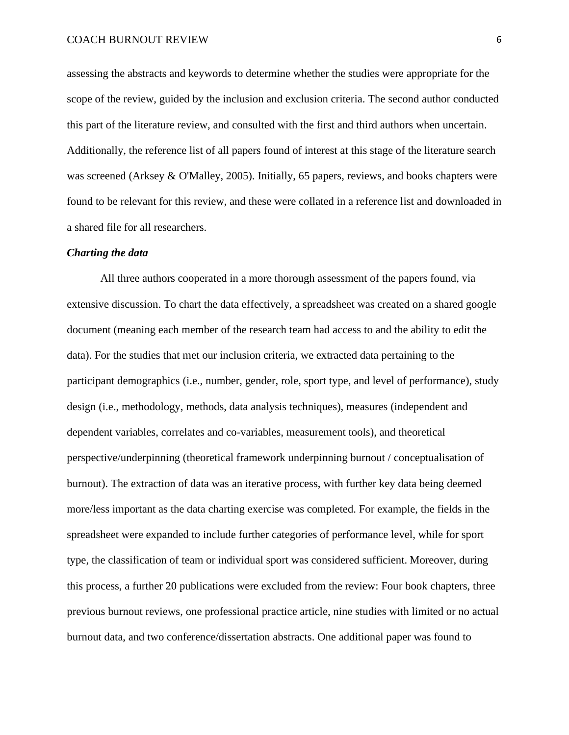assessing the abstracts and keywords to determine whether the studies were appropriate for the scope of the review, guided by the inclusion and exclusion criteria. The second author conducted this part of the literature review, and consulted with the first and third authors when uncertain. Additionally, the reference list of all papers found of interest at this stage of the literature search was screened (Arksey & O'Malley, 2005). Initially, 65 papers, reviews, and books chapters were found to be relevant for this review, and these were collated in a reference list and downloaded in a shared file for all researchers.

### ***Charting the data***

All three authors cooperated in a more thorough assessment of the papers found, via extensive discussion. To chart the data effectively, a spreadsheet was created on a shared google document (meaning each member of the research team had access to and the ability to edit the data). For the studies that met our inclusion criteria, we extracted data pertaining to the participant demographics (i.e., number, gender, role, sport type, and level of performance), study design (i.e., methodology, methods, data analysis techniques), measures (independent and dependent variables, correlates and co-variables, measurement tools), and theoretical perspective/underpinning (theoretical framework underpinning burnout / conceptualisation of burnout). The extraction of data was an iterative process, with further key data being deemed more/less important as the data charting exercise was completed. For example, the fields in the spreadsheet were expanded to include further categories of performance level, while for sport type, the classification of team or individual sport was considered sufficient. Moreover, during this process, a further 20 publications were excluded from the review: Four book chapters, three previous burnout reviews, one professional practice article, nine studies with limited or no actual burnout data, and two conference/dissertation abstracts. One additional paper was found to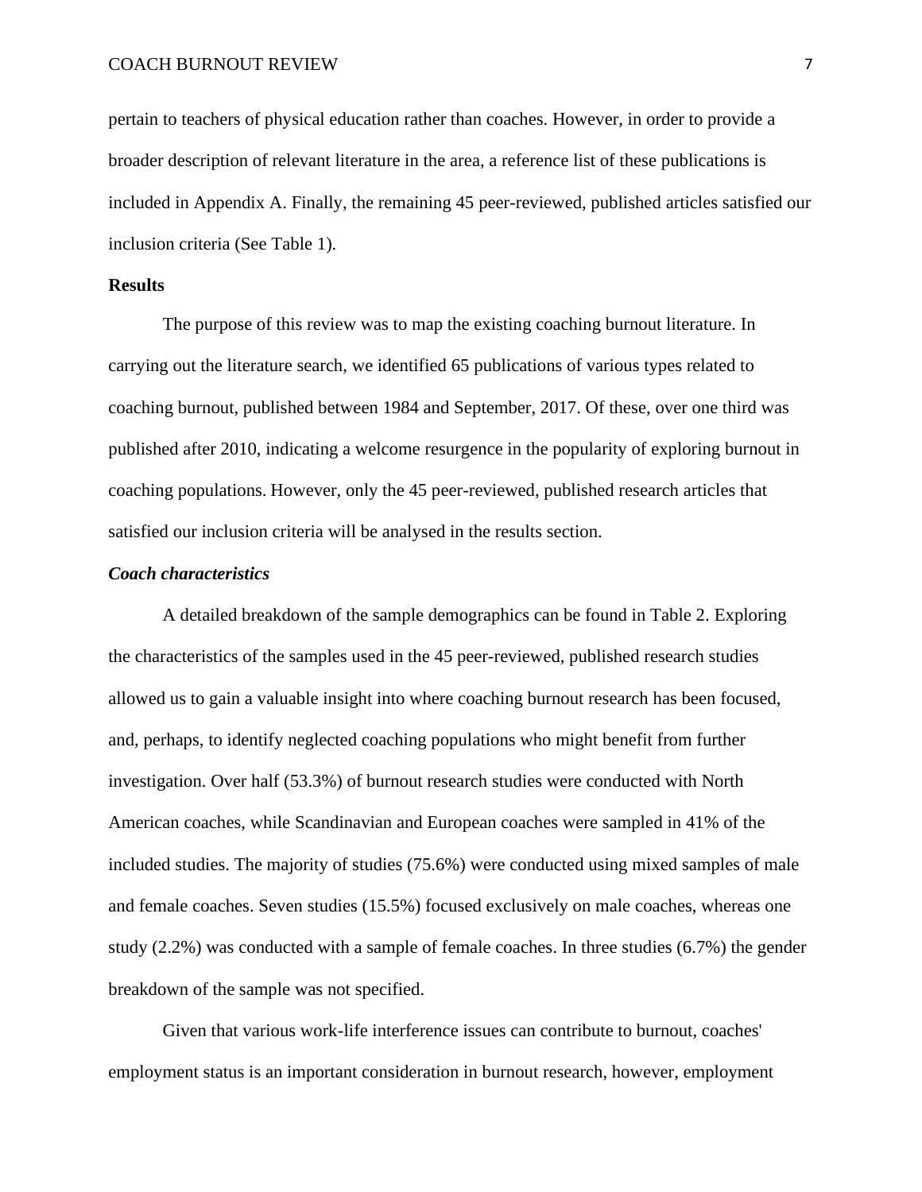pertain to teachers of physical education rather than coaches. However, in order to provide a broader description of relevant literature in the area, a reference list of these publications is included in Appendix A. Finally, the remaining 45 peer-reviewed, published articles satisfied our inclusion criteria (See Table 1).

## Results

The purpose of this review was to map the existing coaching burnout literature. In carrying out the literature search, we identified 65 publications of various types related to coaching burnout, published between 1984 and September, 2017. Of these, over one third was published after 2010, indicating a welcome resurgence in the popularity of exploring burnout in coaching populations. However, only the 45 peer-reviewed, published research articles that satisfied our inclusion criteria will be analysed in the results section.

### *Coach characteristics*

A detailed breakdown of the sample demographics can be found in Table 2. Exploring the characteristics of the samples used in the 45 peer-reviewed, published research studies allowed us to gain a valuable insight into where coaching burnout research has been focused, and, perhaps, to identify neglected coaching populations who might benefit from further investigation. Over half (53.3%) of burnout research studies were conducted with North American coaches, while Scandinavian and European coaches were sampled in 41% of the included studies. The majority of studies (75.6%) were conducted using mixed samples of male and female coaches. Seven studies (15.5%) focused exclusively on male coaches, whereas one study (2.2%) was conducted with a sample of female coaches. In three studies (6.7%) the gender breakdown of the sample was not specified.

Given that various work-life interference issues can contribute to burnout, coaches' employment status is an important consideration in burnout research, however, employment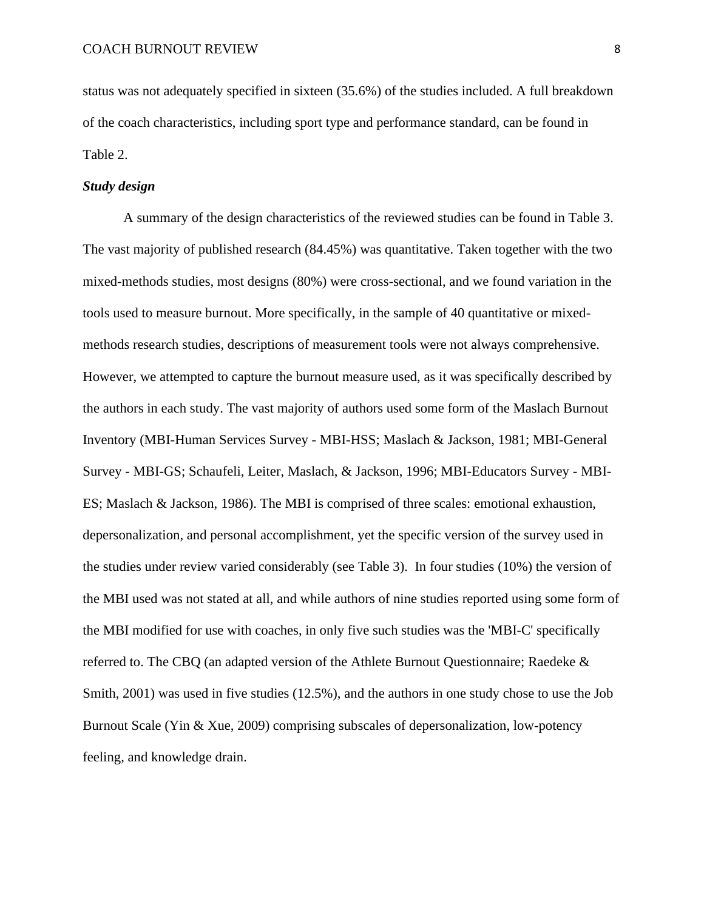status was not adequately specified in sixteen (35.6%) of the studies included. A full breakdown of the coach characteristics, including sport type and performance standard, can be found in Table 2.

***Study design***

A summary of the design characteristics of the reviewed studies can be found in Table 3. The vast majority of published research (84.45%) was quantitative. Taken together with the two mixed-methods studies, most designs (80%) were cross-sectional, and we found variation in the tools used to measure burnout. More specifically, in the sample of 40 quantitative or mixed-methods research studies, descriptions of measurement tools were not always comprehensive. However, we attempted to capture the burnout measure used, as it was specifically described by the authors in each study. The vast majority of authors used some form of the Maslach Burnout Inventory (MBI-Human Services Survey - MBI-HSS; Maslach & Jackson, 1981; MBI-General Survey - MBI-GS; Schaufeli, Leiter, Maslach, & Jackson, 1996; MBI-Educators Survey - MBI-ES; Maslach & Jackson, 1986). The MBI is comprised of three scales: emotional exhaustion, depersonalization, and personal accomplishment, yet the specific version of the survey used in the studies under review varied considerably (see Table 3). In four studies (10%) the version of the MBI used was not stated at all, and while authors of nine studies reported using some form of the MBI modified for use with coaches, in only five such studies was the 'MBI-C' specifically referred to. The CBQ (an adapted version of the Athlete Burnout Questionnaire; Raedeke & Smith, 2001) was used in five studies (12.5%), and the authors in one study chose to use the Job Burnout Scale (Yin & Xue, 2009) comprising subscales of depersonalization, low-potency feeling, and knowledge drain.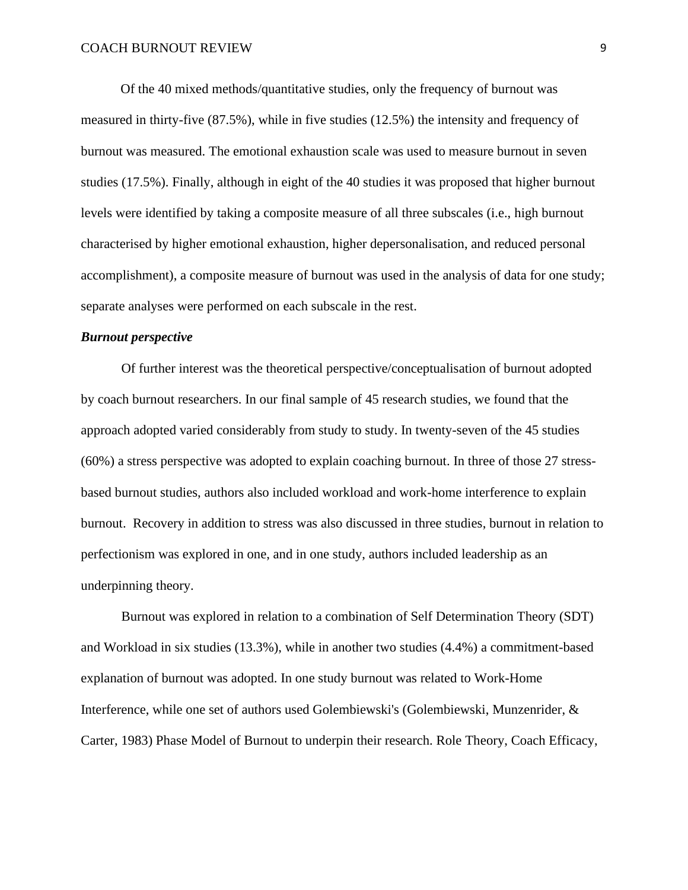Of the 40 mixed methods/quantitative studies, only the frequency of burnout was measured in thirty-five (87.5%), while in five studies (12.5%) the intensity and frequency of burnout was measured. The emotional exhaustion scale was used to measure burnout in seven studies (17.5%). Finally, although in eight of the 40 studies it was proposed that higher burnout levels were identified by taking a composite measure of all three subscales (i.e., high burnout characterised by higher emotional exhaustion, higher depersonalisation, and reduced personal accomplishment), a composite measure of burnout was used in the analysis of data for one study; separate analyses were performed on each subscale in the rest.

***Burnout perspective***

Of further interest was the theoretical perspective/conceptualisation of burnout adopted by coach burnout researchers. In our final sample of 45 research studies, we found that the approach adopted varied considerably from study to study. In twenty-seven of the 45 studies (60%) a stress perspective was adopted to explain coaching burnout. In three of those 27 stress-based burnout studies, authors also included workload and work-home interference to explain burnout. Recovery in addition to stress was also discussed in three studies, burnout in relation to perfectionism was explored in one, and in one study, authors included leadership as an underpinning theory.

Burnout was explored in relation to a combination of Self Determination Theory (SDT) and Workload in six studies (13.3%), while in another two studies (4.4%) a commitment-based explanation of burnout was adopted. In one study burnout was related to Work-Home Interference, while one set of authors used Golembiewski's (Golembiewski, Munzenrider, & Carter, 1983) Phase Model of Burnout to underpin their research. Role Theory, Coach Efficacy,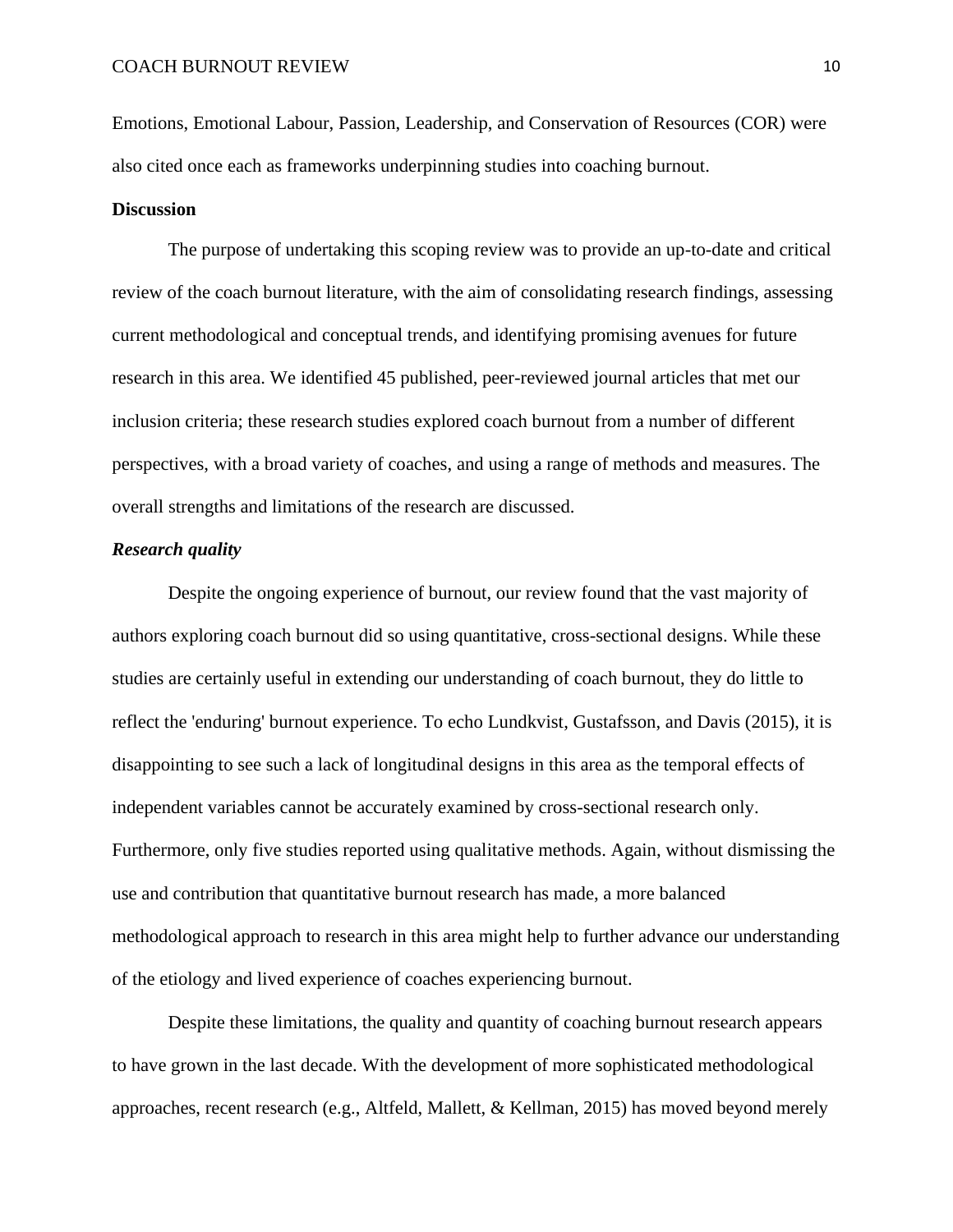Emotions, Emotional Labour, Passion, Leadership, and Conservation of Resources (COR) were also cited once each as frameworks underpinning studies into coaching burnout.

## Discussion

The purpose of undertaking this scoping review was to provide an up-to-date and critical review of the coach burnout literature, with the aim of consolidating research findings, assessing current methodological and conceptual trends, and identifying promising avenues for future research in this area. We identified 45 published, peer-reviewed journal articles that met our inclusion criteria; these research studies explored coach burnout from a number of different perspectives, with a broad variety of coaches, and using a range of methods and measures. The overall strengths and limitations of the research are discussed.

### *Research quality*

Despite the ongoing experience of burnout, our review found that the vast majority of authors exploring coach burnout did so using quantitative, cross-sectional designs. While these studies are certainly useful in extending our understanding of coach burnout, they do little to reflect the 'enduring' burnout experience. To echo Lundkvist, Gustafsson, and Davis (2015), it is disappointing to see such a lack of longitudinal designs in this area as the temporal effects of independent variables cannot be accurately examined by cross-sectional research only. Furthermore, only five studies reported using qualitative methods. Again, without dismissing the use and contribution that quantitative burnout research has made, a more balanced methodological approach to research in this area might help to further advance our understanding of the etiology and lived experience of coaches experiencing burnout.

Despite these limitations, the quality and quantity of coaching burnout research appears to have grown in the last decade. With the development of more sophisticated methodological approaches, recent research (e.g., Altfeld, Mallett, & Kellman, 2015) has moved beyond merely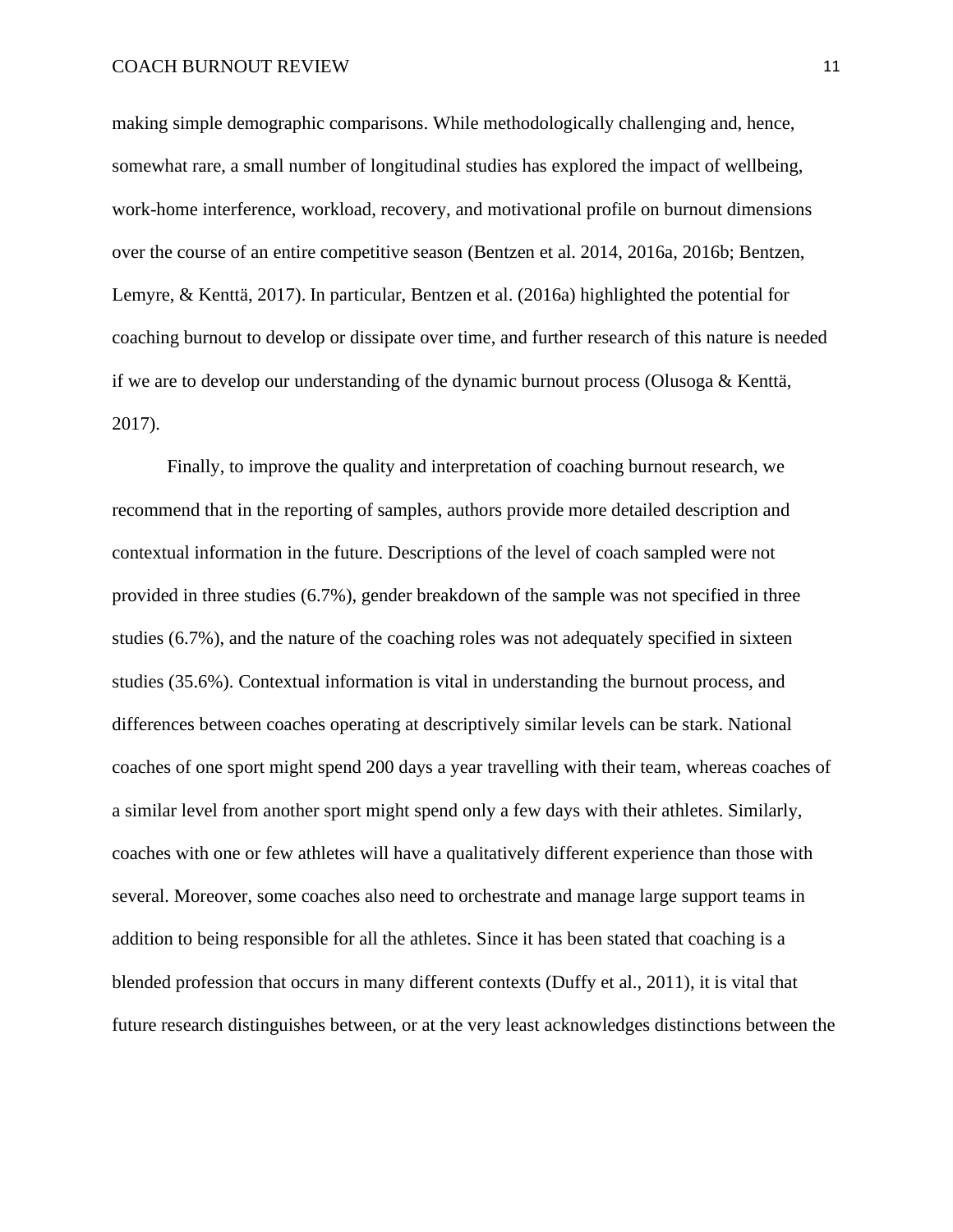making simple demographic comparisons. While methodologically challenging and, hence, somewhat rare, a small number of longitudinal studies has explored the impact of wellbeing, work-home interference, workload, recovery, and motivational profile on burnout dimensions over the course of an entire competitive season (Bentzen et al. 2014, 2016a, 2016b; Bentzen, Lemyre, & Kenttä, 2017). In particular, Bentzen et al. (2016a) highlighted the potential for coaching burnout to develop or dissipate over time, and further research of this nature is needed if we are to develop our understanding of the dynamic burnout process (Olusoga & Kenttä, 2017).

Finally, to improve the quality and interpretation of coaching burnout research, we recommend that in the reporting of samples, authors provide more detailed description and contextual information in the future. Descriptions of the level of coach sampled were not provided in three studies (6.7%), gender breakdown of the sample was not specified in three studies (6.7%), and the nature of the coaching roles was not adequately specified in sixteen studies (35.6%). Contextual information is vital in understanding the burnout process, and differences between coaches operating at descriptively similar levels can be stark. National coaches of one sport might spend 200 days a year travelling with their team, whereas coaches of a similar level from another sport might spend only a few days with their athletes. Similarly, coaches with one or few athletes will have a qualitatively different experience than those with several. Moreover, some coaches also need to orchestrate and manage large support teams in addition to being responsible for all the athletes. Since it has been stated that coaching is a blended profession that occurs in many different contexts (Duffy et al., 2011), it is vital that future research distinguishes between, or at the very least acknowledges distinctions between the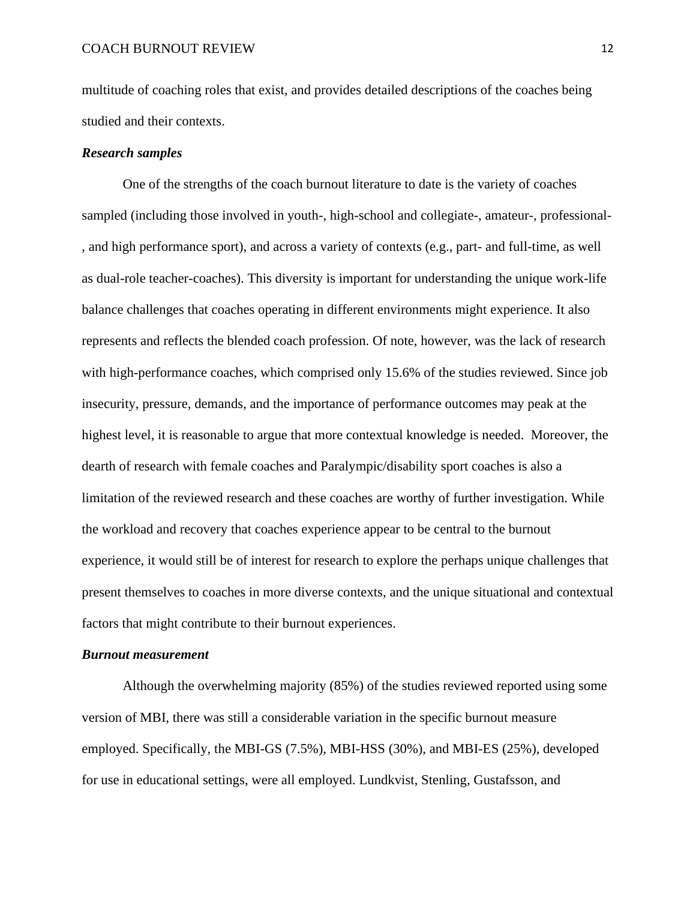multitude of coaching roles that exist, and provides detailed descriptions of the coaches being studied and their contexts.

***Research samples***

One of the strengths of the coach burnout literature to date is the variety of coaches sampled (including those involved in youth-, high-school and collegiate-, amateur-, professional-, and high performance sport), and across a variety of contexts (e.g., part- and full-time, as well as dual-role teacher-coaches). This diversity is important for understanding the unique work-life balance challenges that coaches operating in different environments might experience. It also represents and reflects the blended coach profession. Of note, however, was the lack of research with high-performance coaches, which comprised only 15.6% of the studies reviewed. Since job insecurity, pressure, demands, and the importance of performance outcomes may peak at the highest level, it is reasonable to argue that more contextual knowledge is needed. Moreover, the dearth of research with female coaches and Paralympic/disability sport coaches is also a limitation of the reviewed research and these coaches are worthy of further investigation. While the workload and recovery that coaches experience appear to be central to the burnout experience, it would still be of interest for research to explore the perhaps unique challenges that present themselves to coaches in more diverse contexts, and the unique situational and contextual factors that might contribute to their burnout experiences.

***Burnout measurement***

Although the overwhelming majority (85%) of the studies reviewed reported using some version of MBI, there was still a considerable variation in the specific burnout measure employed. Specifically, the MBI-GS (7.5%), MBI-HSS (30%), and MBI-ES (25%), developed for use in educational settings, were all employed. Lundkvist, Stenling, Gustafsson, and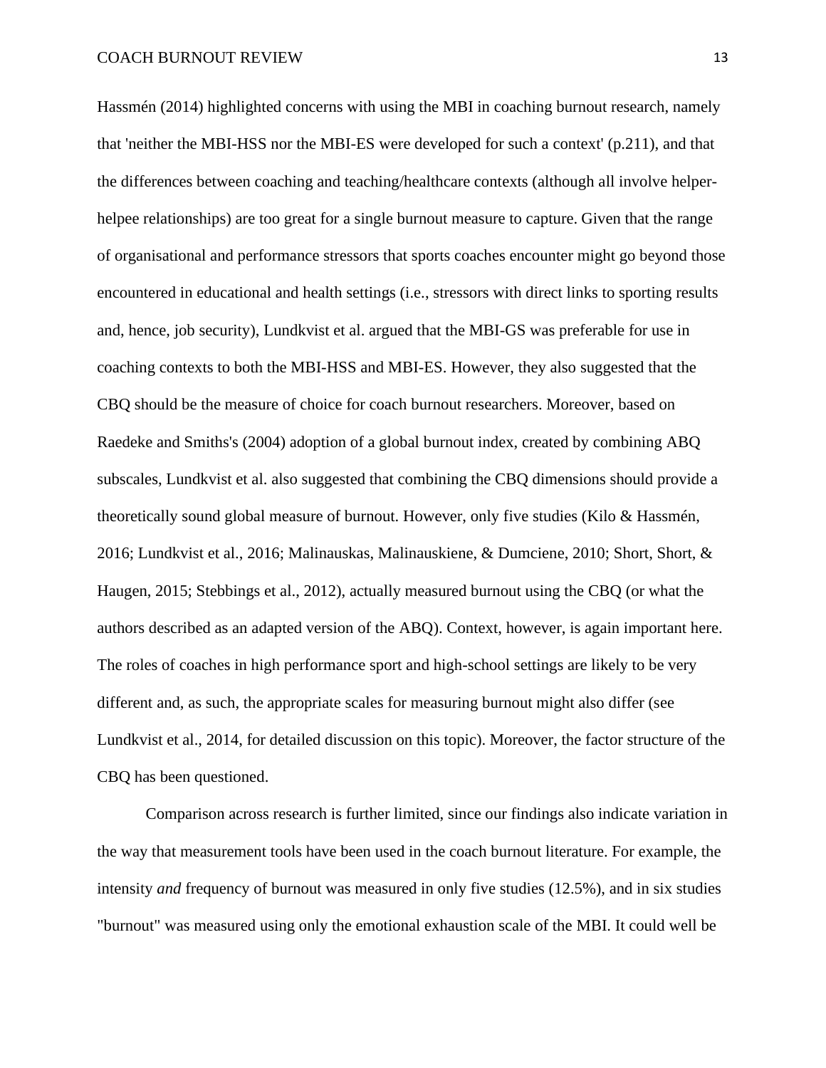Hassmén (2014) highlighted concerns with using the MBI in coaching burnout research, namely that 'neither the MBI-HSS nor the MBI-ES were developed for such a context' (p.211), and that the differences between coaching and teaching/healthcare contexts (although all involve helper-helpee relationships) are too great for a single burnout measure to capture. Given that the range of organisational and performance stressors that sports coaches encounter might go beyond those encountered in educational and health settings (i.e., stressors with direct links to sporting results and, hence, job security), Lundkvist et al. argued that the MBI-GS was preferable for use in coaching contexts to both the MBI-HSS and MBI-ES. However, they also suggested that the CBQ should be the measure of choice for coach burnout researchers. Moreover, based on Raedeke and Smiths's (2004) adoption of a global burnout index, created by combining ABQ subscales, Lundkvist et al. also suggested that combining the CBQ dimensions should provide a theoretically sound global measure of burnout. However, only five studies (Kilo & Hassmén, 2016; Lundkvist et al., 2016; Malinauskas, Malinauskiene, & Dumciene, 2010; Short, Short, & Haugen, 2015; Stebbings et al., 2012), actually measured burnout using the CBQ (or what the authors described as an adapted version of the ABQ). Context, however, is again important here. The roles of coaches in high performance sport and high-school settings are likely to be very different and, as such, the appropriate scales for measuring burnout might also differ (see Lundkvist et al., 2014, for detailed discussion on this topic). Moreover, the factor structure of the CBQ has been questioned.

Comparison across research is further limited, since our findings also indicate variation in the way that measurement tools have been used in the coach burnout literature. For example, the intensity *and* frequency of burnout was measured in only five studies (12.5%), and in six studies "burnout" was measured using only the emotional exhaustion scale of the MBI. It could well be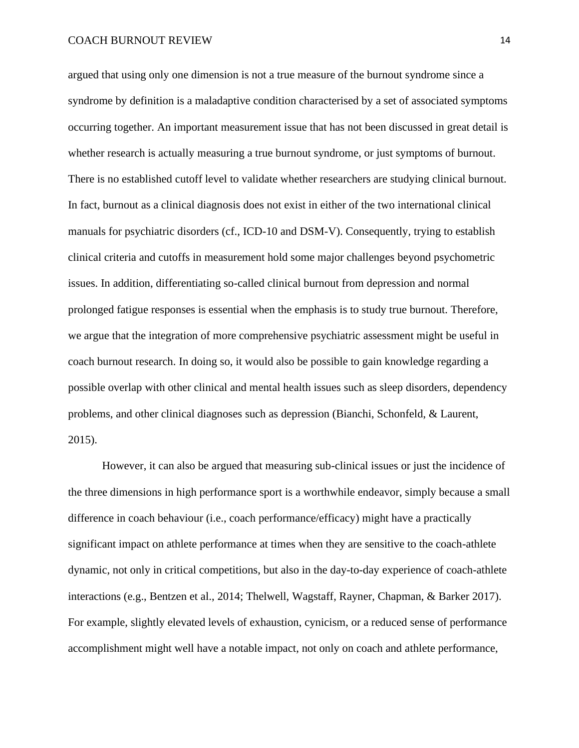argued that using only one dimension is not a true measure of the burnout syndrome since a syndrome by definition is a maladaptive condition characterised by a set of associated symptoms occurring together. An important measurement issue that has not been discussed in great detail is whether research is actually measuring a true burnout syndrome, or just symptoms of burnout. There is no established cutoff level to validate whether researchers are studying clinical burnout. In fact, burnout as a clinical diagnosis does not exist in either of the two international clinical manuals for psychiatric disorders (cf., ICD-10 and DSM-V). Consequently, trying to establish clinical criteria and cutoffs in measurement hold some major challenges beyond psychometric issues. In addition, differentiating so-called clinical burnout from depression and normal prolonged fatigue responses is essential when the emphasis is to study true burnout. Therefore, we argue that the integration of more comprehensive psychiatric assessment might be useful in coach burnout research. In doing so, it would also be possible to gain knowledge regarding a possible overlap with other clinical and mental health issues such as sleep disorders, dependency problems, and other clinical diagnoses such as depression (Bianchi, Schonfeld, & Laurent, 2015).

However, it can also be argued that measuring sub-clinical issues or just the incidence of the three dimensions in high performance sport is a worthwhile endeavor, simply because a small difference in coach behaviour (i.e., coach performance/efficacy) might have a practically significant impact on athlete performance at times when they are sensitive to the coach-athlete dynamic, not only in critical competitions, but also in the day-to-day experience of coach-athlete interactions (e.g., Bentzen et al., 2014; Thelwell, Wagstaff, Rayner, Chapman, & Barker 2017). For example, slightly elevated levels of exhaustion, cynicism, or a reduced sense of performance accomplishment might well have a notable impact, not only on coach and athlete performance,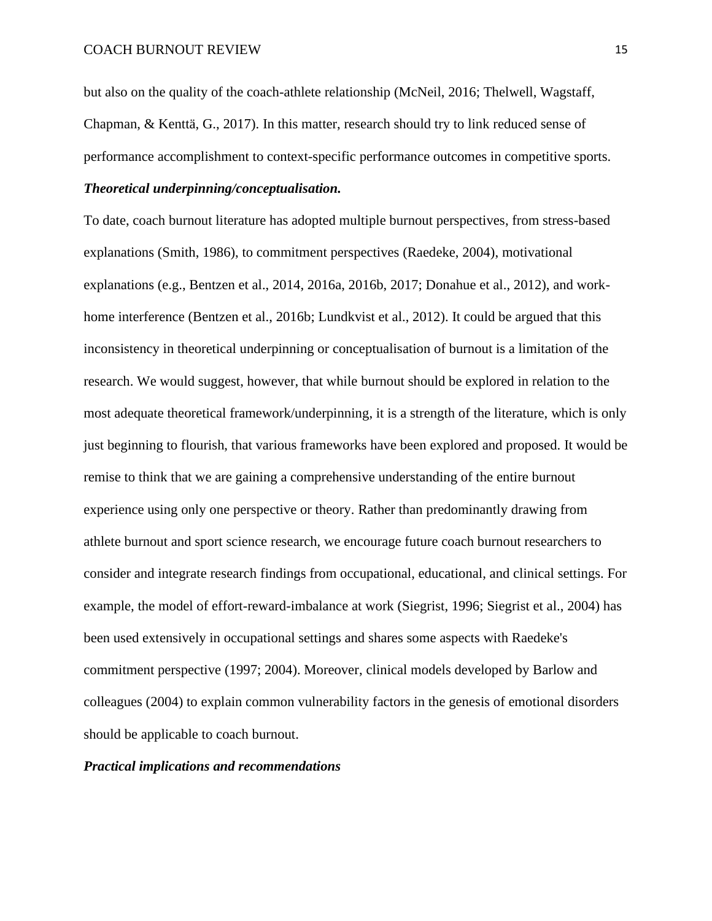but also on the quality of the coach-athlete relationship (McNeil, 2016; Thelwell, Wagstaff, Chapman, & Kenttä, G., 2017). In this matter, research should try to link reduced sense of performance accomplishment to context-specific performance outcomes in competitive sports.

***Theoretical underpinning/conceptualisation.***

To date, coach burnout literature has adopted multiple burnout perspectives, from stress-based explanations (Smith, 1986), to commitment perspectives (Raedeke, 2004), motivational explanations (e.g., Bentzen et al., 2014, 2016a, 2016b, 2017; Donahue et al., 2012), and work-home interference (Bentzen et al., 2016b; Lundkvist et al., 2012). It could be argued that this inconsistency in theoretical underpinning or conceptualisation of burnout is a limitation of the research. We would suggest, however, that while burnout should be explored in relation to the most adequate theoretical framework/underpinning, it is a strength of the literature, which is only just beginning to flourish, that various frameworks have been explored and proposed. It would be remise to think that we are gaining a comprehensive understanding of the entire burnout experience using only one perspective or theory. Rather than predominantly drawing from athlete burnout and sport science research, we encourage future coach burnout researchers to consider and integrate research findings from occupational, educational, and clinical settings. For example, the model of effort-reward-imbalance at work (Siegrist, 1996; Siegrist et al., 2004) has been used extensively in occupational settings and shares some aspects with Raedeke's commitment perspective (1997; 2004). Moreover, clinical models developed by Barlow and colleagues (2004) to explain common vulnerability factors in the genesis of emotional disorders should be applicable to coach burnout.

***Practical implications and recommendations***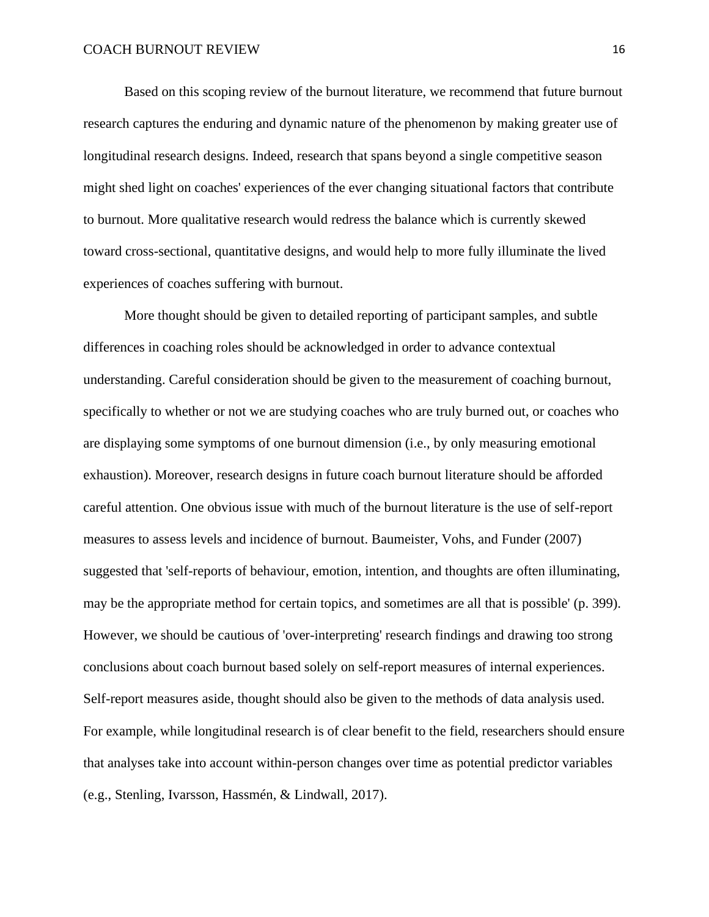Based on this scoping review of the burnout literature, we recommend that future burnout research captures the enduring and dynamic nature of the phenomenon by making greater use of longitudinal research designs. Indeed, research that spans beyond a single competitive season might shed light on coaches' experiences of the ever changing situational factors that contribute to burnout. More qualitative research would redress the balance which is currently skewed toward cross-sectional, quantitative designs, and would help to more fully illuminate the lived experiences of coaches suffering with burnout.

More thought should be given to detailed reporting of participant samples, and subtle differences in coaching roles should be acknowledged in order to advance contextual understanding. Careful consideration should be given to the measurement of coaching burnout, specifically to whether or not we are studying coaches who are truly burned out, or coaches who are displaying some symptoms of one burnout dimension (i.e., by only measuring emotional exhaustion). Moreover, research designs in future coach burnout literature should be afforded careful attention. One obvious issue with much of the burnout literature is the use of self-report measures to assess levels and incidence of burnout. Baumeister, Vohs, and Funder (2007) suggested that 'self-reports of behaviour, emotion, intention, and thoughts are often illuminating, may be the appropriate method for certain topics, and sometimes are all that is possible' (p. 399). However, we should be cautious of 'over-interpreting' research findings and drawing too strong conclusions about coach burnout based solely on self-report measures of internal experiences. Self-report measures aside, thought should also be given to the methods of data analysis used. For example, while longitudinal research is of clear benefit to the field, researchers should ensure that analyses take into account within-person changes over time as potential predictor variables (e.g., Stenling, Ivarsson, Hassmén, & Lindwall, 2017).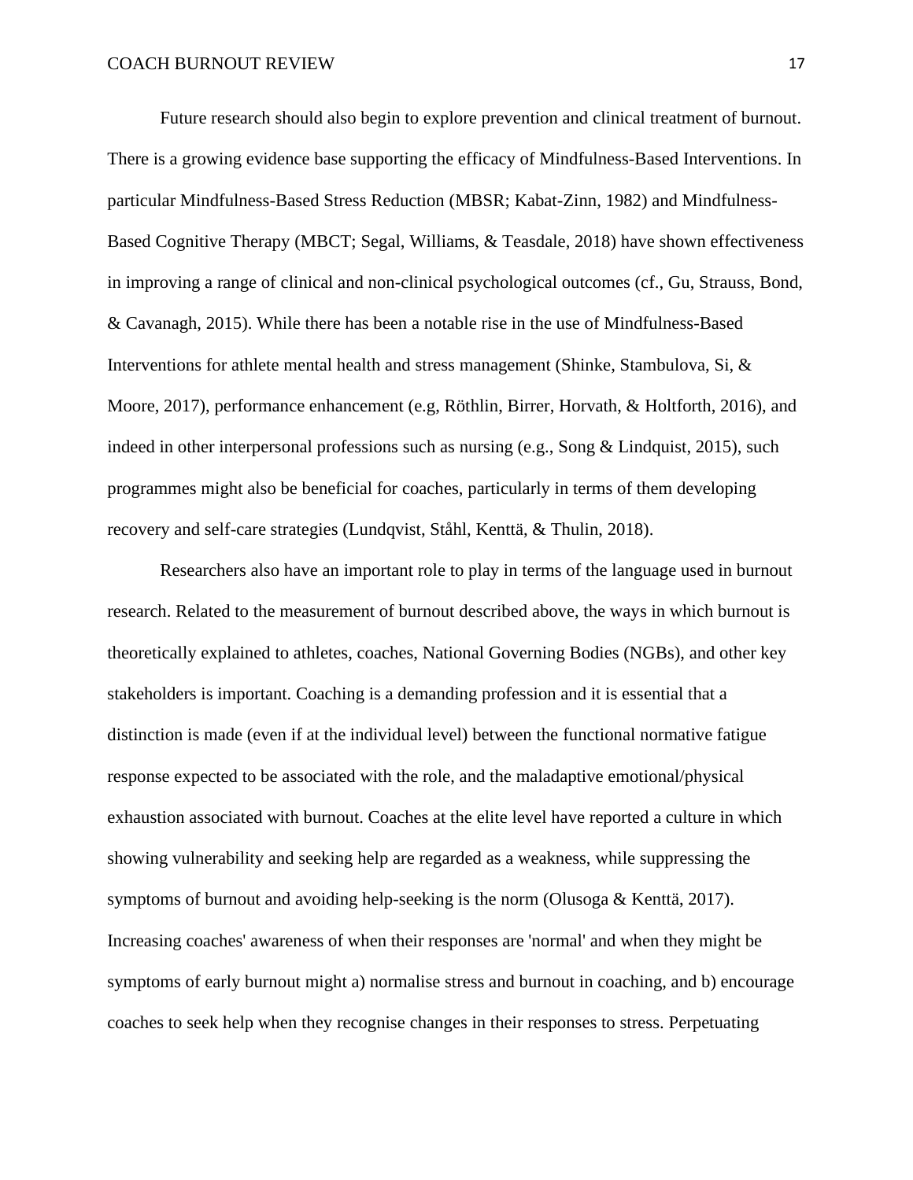Future research should also begin to explore prevention and clinical treatment of burnout. There is a growing evidence base supporting the efficacy of Mindfulness-Based Interventions. In particular Mindfulness-Based Stress Reduction (MBSR; Kabat-Zinn, 1982) and Mindfulness-Based Cognitive Therapy (MBCT; Segal, Williams, & Teasdale, 2018) have shown effectiveness in improving a range of clinical and non-clinical psychological outcomes (cf., Gu, Strauss, Bond, & Cavanagh, 2015). While there has been a notable rise in the use of Mindfulness-Based Interventions for athlete mental health and stress management (Shinke, Stambulova, Si, & Moore, 2017), performance enhancement (e.g, Röthlin, Birrer, Horvath, & Holtforth, 2016), and indeed in other interpersonal professions such as nursing (e.g., Song & Lindquist, 2015), such programmes might also be beneficial for coaches, particularly in terms of them developing recovery and self-care strategies (Lundqvist, Ståhl, Kenttä, & Thulin, 2018).

Researchers also have an important role to play in terms of the language used in burnout research. Related to the measurement of burnout described above, the ways in which burnout is theoretically explained to athletes, coaches, National Governing Bodies (NGBs), and other key stakeholders is important. Coaching is a demanding profession and it is essential that a distinction is made (even if at the individual level) between the functional normative fatigue response expected to be associated with the role, and the maladaptive emotional/physical exhaustion associated with burnout. Coaches at the elite level have reported a culture in which showing vulnerability and seeking help are regarded as a weakness, while suppressing the symptoms of burnout and avoiding help-seeking is the norm (Olusoga & Kenttä, 2017). Increasing coaches' awareness of when their responses are 'normal' and when they might be symptoms of early burnout might a) normalise stress and burnout in coaching, and b) encourage coaches to seek help when they recognise changes in their responses to stress. Perpetuating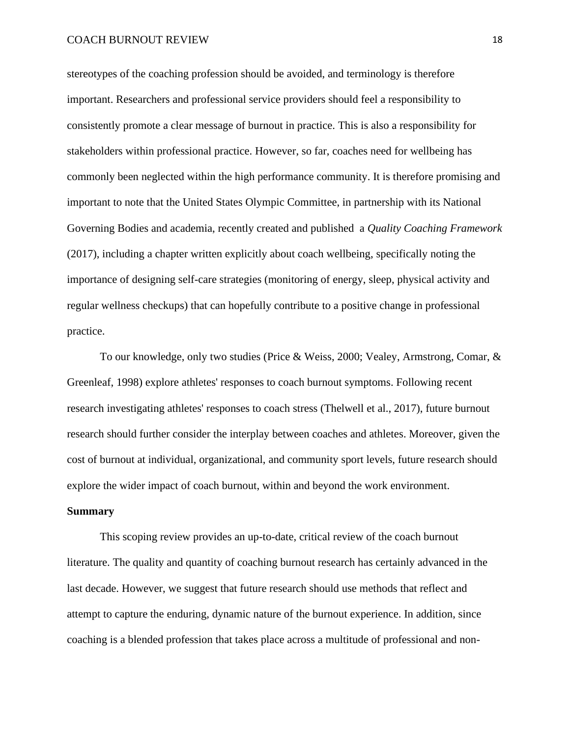stereotypes of the coaching profession should be avoided, and terminology is therefore important. Researchers and professional service providers should feel a responsibility to consistently promote a clear message of burnout in practice. This is also a responsibility for stakeholders within professional practice. However, so far, coaches need for wellbeing has commonly been neglected within the high performance community. It is therefore promising and important to note that the United States Olympic Committee, in partnership with its National Governing Bodies and academia, recently created and published a *Quality Coaching Framework* (2017), including a chapter written explicitly about coach wellbeing, specifically noting the importance of designing self-care strategies (monitoring of energy, sleep, physical activity and regular wellness checkups) that can hopefully contribute to a positive change in professional practice.

To our knowledge, only two studies (Price & Weiss, 2000; Vealey, Armstrong, Comar, & Greenleaf, 1998) explore athletes' responses to coach burnout symptoms. Following recent research investigating athletes' responses to coach stress (Thelwell et al., 2017), future burnout research should further consider the interplay between coaches and athletes. Moreover, given the cost of burnout at individual, organizational, and community sport levels, future research should explore the wider impact of coach burnout, within and beyond the work environment.

**Summary**

This scoping review provides an up-to-date, critical review of the coach burnout literature. The quality and quantity of coaching burnout research has certainly advanced in the last decade. However, we suggest that future research should use methods that reflect and attempt to capture the enduring, dynamic nature of the burnout experience. In addition, since coaching is a blended profession that takes place across a multitude of professional and non-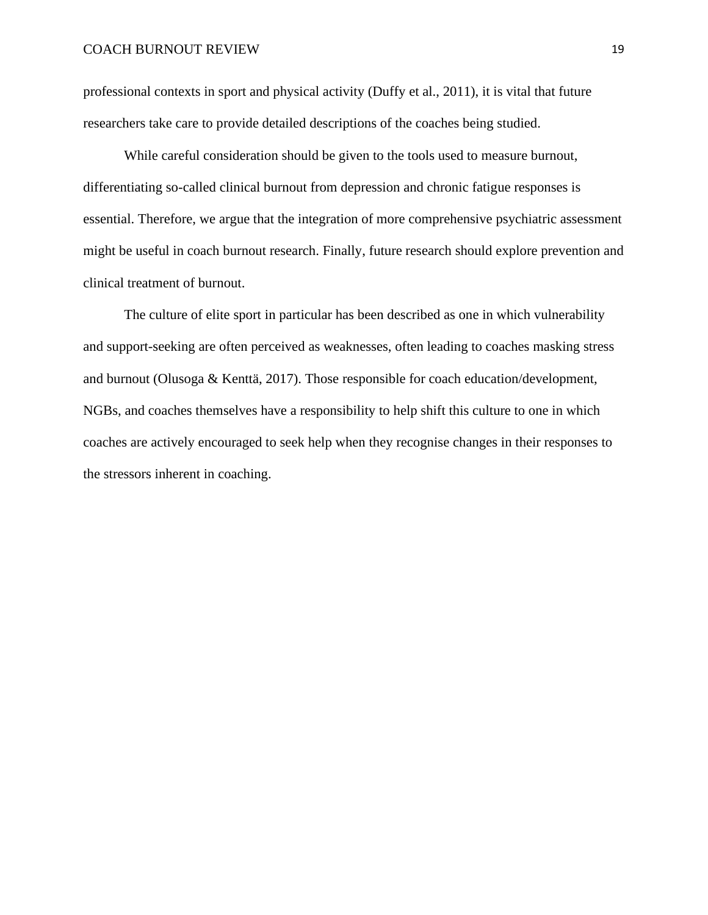professional contexts in sport and physical activity (Duffy et al., 2011), it is vital that future researchers take care to provide detailed descriptions of the coaches being studied.

While careful consideration should be given to the tools used to measure burnout, differentiating so-called clinical burnout from depression and chronic fatigue responses is essential. Therefore, we argue that the integration of more comprehensive psychiatric assessment might be useful in coach burnout research. Finally, future research should explore prevention and clinical treatment of burnout.

The culture of elite sport in particular has been described as one in which vulnerability and support-seeking are often perceived as weaknesses, often leading to coaches masking stress and burnout (Olusoga & Kenttä, 2017). Those responsible for coach education/development, NGBs, and coaches themselves have a responsibility to help shift this culture to one in which coaches are actively encouraged to seek help when they recognise changes in their responses to the stressors inherent in coaching.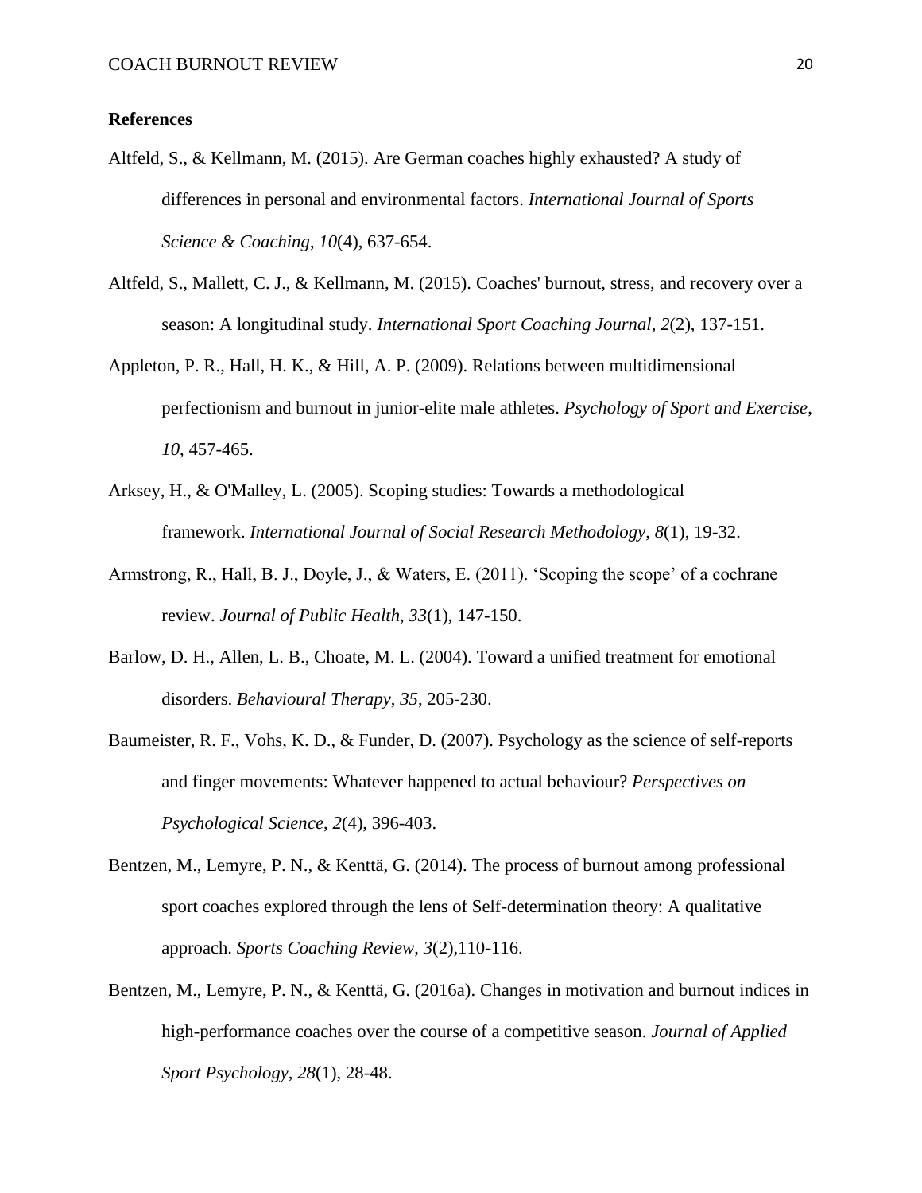**References**

Altfeld, S., & Kellmann, M. (2015). Are German coaches highly exhausted? A study of differences in personal and environmental factors. *International Journal of Sports Science & Coaching*, *10*(4), 637-654.

Altfeld, S., Mallett, C. J., & Kellmann, M. (2015). Coaches' burnout, stress, and recovery over a season: A longitudinal study. *International Sport Coaching Journal*, *2*(2), 137-151.

Appleton, P. R., Hall, H. K., & Hill, A. P. (2009). Relations between multidimensional perfectionism and burnout in junior-elite male athletes. *Psychology of Sport and Exercise*, *10*, 457-465.

Arksey, H., & O'Malley, L. (2005). Scoping studies: Towards a methodological framework. *International Journal of Social Research Methodology*, *8*(1), 19-32.

Armstrong, R., Hall, B. J., Doyle, J., & Waters, E. (2011). 'Scoping the scope' of a cochrane review. *Journal of Public Health*, *33*(1), 147-150.

Barlow, D. H., Allen, L. B., Choate, M. L. (2004). Toward a unified treatment for emotional disorders. *Behavioural Therapy*, *35*, 205-230.

Baumeister, R. F., Vohs, K. D., & Funder, D. (2007). Psychology as the science of self-reports and finger movements: Whatever happened to actual behaviour? *Perspectives on Psychological Science*, *2*(4), 396-403.

Bentzen, M., Lemyre, P. N., & Kenttä, G. (2014). The process of burnout among professional sport coaches explored through the lens of Self-determination theory: A qualitative approach. *Sports Coaching Review*, *3*(2),110-116.

Bentzen, M., Lemyre, P. N., & Kenttä, G. (2016a). Changes in motivation and burnout indices in high-performance coaches over the course of a competitive season. *Journal of Applied Sport Psychology*, *28*(1), 28-48.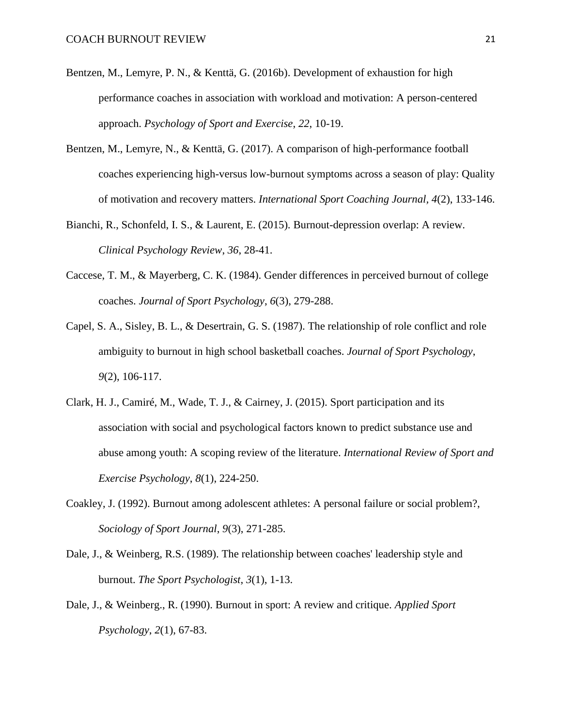Bentzen, M., Lemyre, P. N., & Kenttä, G. (2016b). Development of exhaustion for high performance coaches in association with workload and motivation: A person-centered approach. *Psychology of Sport and Exercise*, *22*, 10-19.

Bentzen, M., Lemyre, N., & Kenttä, G. (2017). A comparison of high-performance football coaches experiencing high-versus low-burnout symptoms across a season of play: Quality of motivation and recovery matters. *International Sport Coaching Journal*, *4*(2), 133-146.

Bianchi, R., Schonfeld, I. S., & Laurent, E. (2015). Burnout-depression overlap: A review. *Clinical Psychology Review*, *36*, 28-41.

Caccese, T. M., & Mayerberg, C. K. (1984). Gender differences in perceived burnout of college coaches. *Journal of Sport Psychology*, *6*(3), 279-288.

Capel, S. A., Sisley, B. L., & Desertrain, G. S. (1987). The relationship of role conflict and role ambiguity to burnout in high school basketball coaches. *Journal of Sport Psychology*, *9*(2), 106-117.

Clark, H. J., Camiré, M., Wade, T. J., & Cairney, J. (2015). Sport participation and its association with social and psychological factors known to predict substance use and abuse among youth: A scoping review of the literature. *International Review of Sport and Exercise Psychology*, *8*(1), 224-250.

Coakley, J. (1992). Burnout among adolescent athletes: A personal failure or social problem?, *Sociology of Sport Journal*, *9*(3), 271-285.

Dale, J., & Weinberg, R.S. (1989). The relationship between coaches' leadership style and burnout. *The Sport Psychologist*, *3*(1), 1-13.

Dale, J., & Weinberg., R. (1990). Burnout in sport: A review and critique. *Applied Sport Psychology*, *2*(1), 67-83.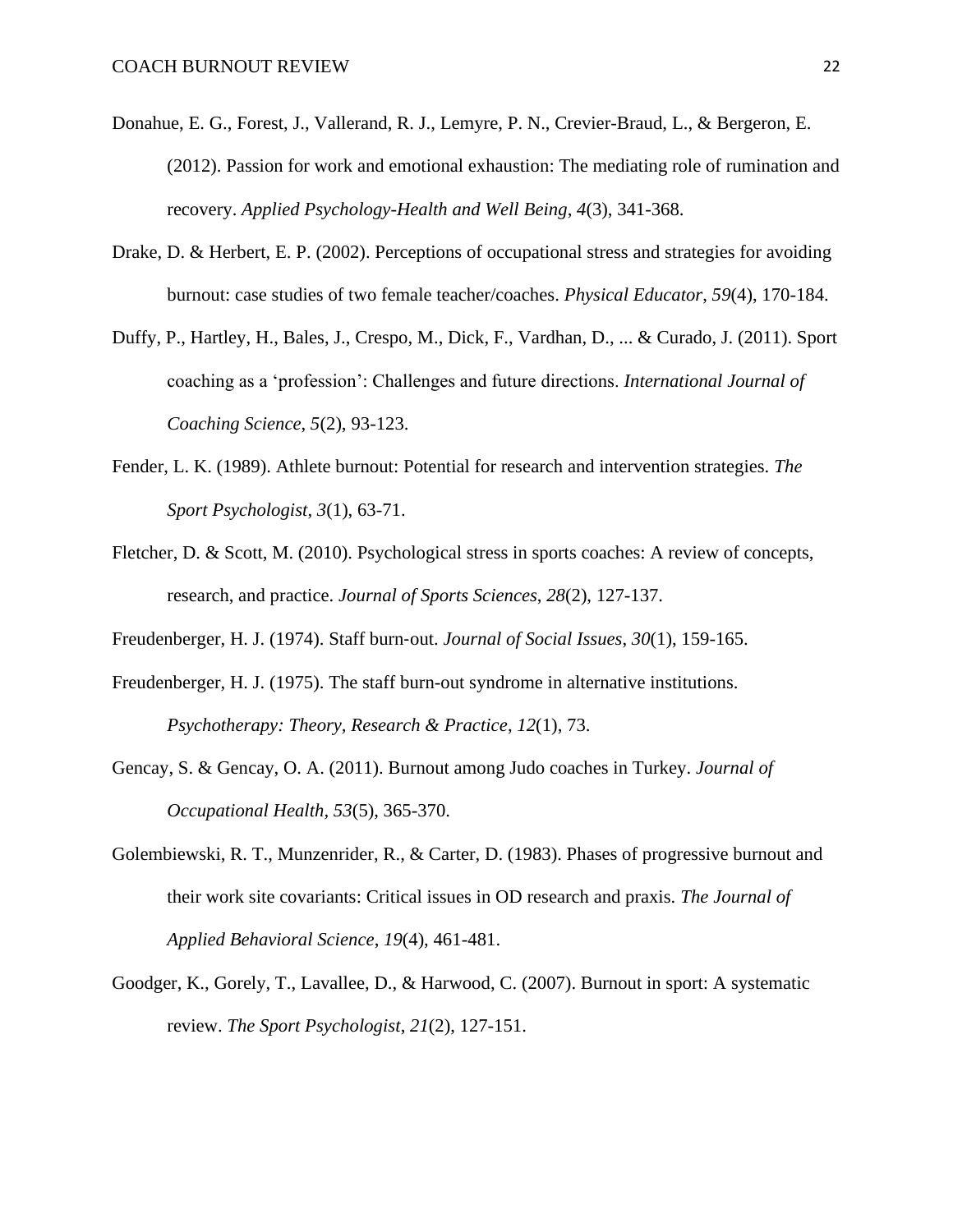Donahue, E. G., Forest, J., Vallerand, R. J., Lemyre, P. N., Crevier-Braud, L., & Bergeron, E. (2012). Passion for work and emotional exhaustion: The mediating role of rumination and recovery. *Applied Psychology-Health and Well Being*, *4*(3), 341-368.

Drake, D. & Herbert, E. P. (2002). Perceptions of occupational stress and strategies for avoiding burnout: case studies of two female teacher/coaches. *Physical Educator*, *59*(4), 170-184.

Duffy, P., Hartley, H., Bales, J., Crespo, M., Dick, F., Vardhan, D., ... & Curado, J. (2011). Sport coaching as a 'profession': Challenges and future directions. *International Journal of Coaching Science*, *5*(2), 93-123.

Fender, L. K. (1989). Athlete burnout: Potential for research and intervention strategies. *The Sport Psychologist*, *3*(1), 63-71.

Fletcher, D. & Scott, M. (2010). Psychological stress in sports coaches: A review of concepts, research, and practice. *Journal of Sports Sciences*, *28*(2), 127-137.

Freudenberger, H. J. (1974). Staff burn-out. *Journal of Social Issues*, *30*(1), 159-165.

Freudenberger, H. J. (1975). The staff burn-out syndrome in alternative institutions. *Psychotherapy: Theory, Research & Practice*, *12*(1), 73.

Gencay, S. & Gencay, O. A. (2011). Burnout among Judo coaches in Turkey. *Journal of Occupational Health*, *53*(5), 365-370.

Golembiewski, R. T., Munzenrider, R., & Carter, D. (1983). Phases of progressive burnout and their work site covariants: Critical issues in OD research and praxis. *The Journal of Applied Behavioral Science*, *19*(4), 461-481.

Goodger, K., Gorely, T., Lavallee, D., & Harwood, C. (2007). Burnout in sport: A systematic review. *The Sport Psychologist*, *21*(2), 127-151.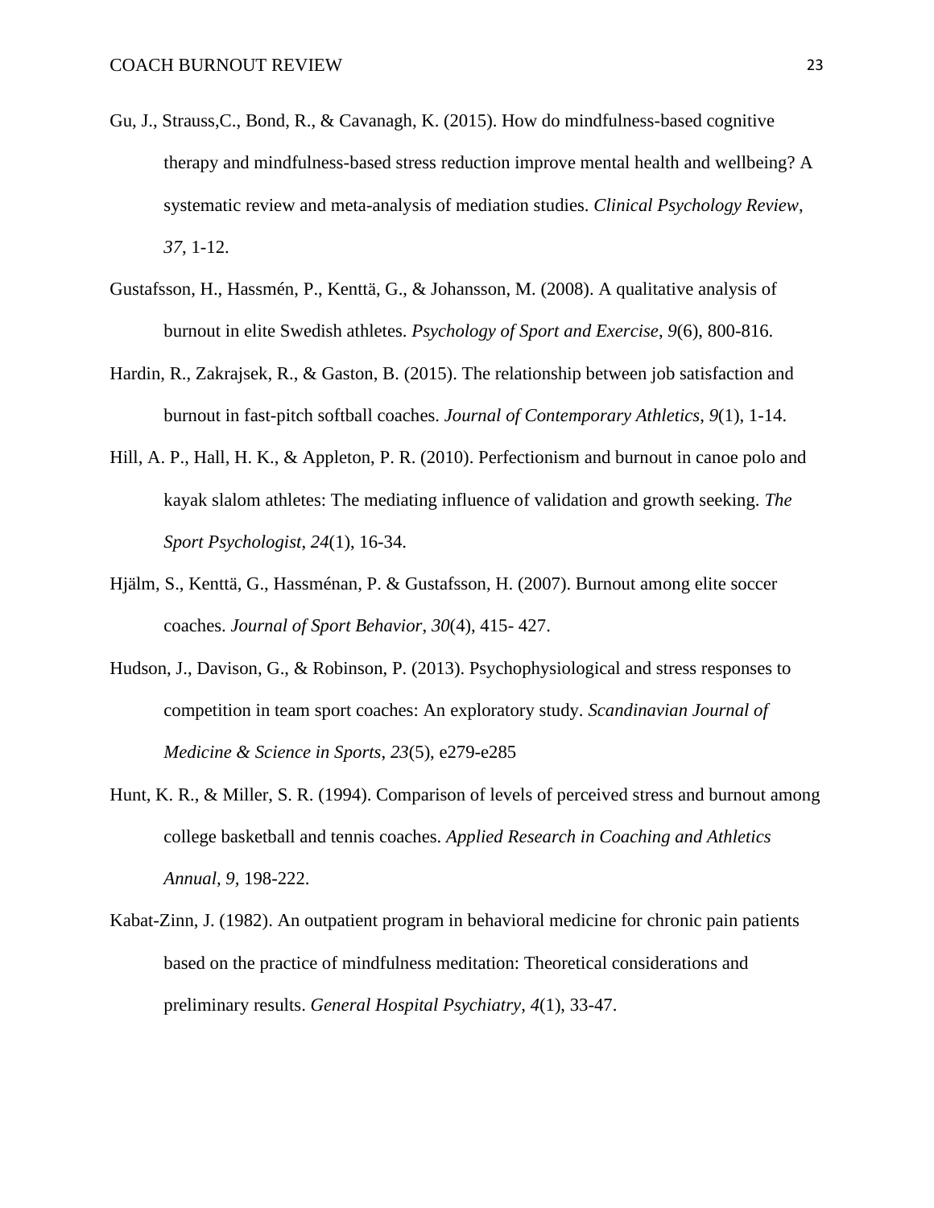Gu, J., Strauss,C., Bond, R., & Cavanagh, K. (2015). How do mindfulness-based cognitive therapy and mindfulness-based stress reduction improve mental health and wellbeing? A systematic review and meta-analysis of mediation studies. *Clinical Psychology Review*, *37*, 1-12.

Gustafsson, H., Hassmén, P., Kenttä, G., & Johansson, M. (2008). A qualitative analysis of burnout in elite Swedish athletes. *Psychology of Sport and Exercise*, *9*(6), 800-816.

Hardin, R., Zakrajsek, R., & Gaston, B. (2015). The relationship between job satisfaction and burnout in fast-pitch softball coaches. *Journal of Contemporary Athletics*, *9*(1), 1-14.

Hill, A. P., Hall, H. K., & Appleton, P. R. (2010). Perfectionism and burnout in canoe polo and kayak slalom athletes: The mediating influence of validation and growth seeking. *The Sport Psychologist*, *24*(1), 16-34.

Hjälm, S., Kenttä, G., Hassménan, P. & Gustafsson, H. (2007). Burnout among elite soccer coaches. *Journal of Sport Behavior, 30*(4), 415- 427.

Hudson, J., Davison, G., & Robinson, P. (2013). Psychophysiological and stress responses to competition in team sport coaches: An exploratory study. *Scandinavian Journal of Medicine & Science in Sports*, *23*(5), e279-e285

Hunt, K. R., & Miller, S. R. (1994). Comparison of levels of perceived stress and burnout among college basketball and tennis coaches. *Applied Research in Coaching and Athletics Annual, 9,* 198-222.

Kabat-Zinn, J. (1982). An outpatient program in behavioral medicine for chronic pain patients based on the practice of mindfulness meditation: Theoretical considerations and preliminary results. *General Hospital Psychiatry*, *4*(1), 33-47.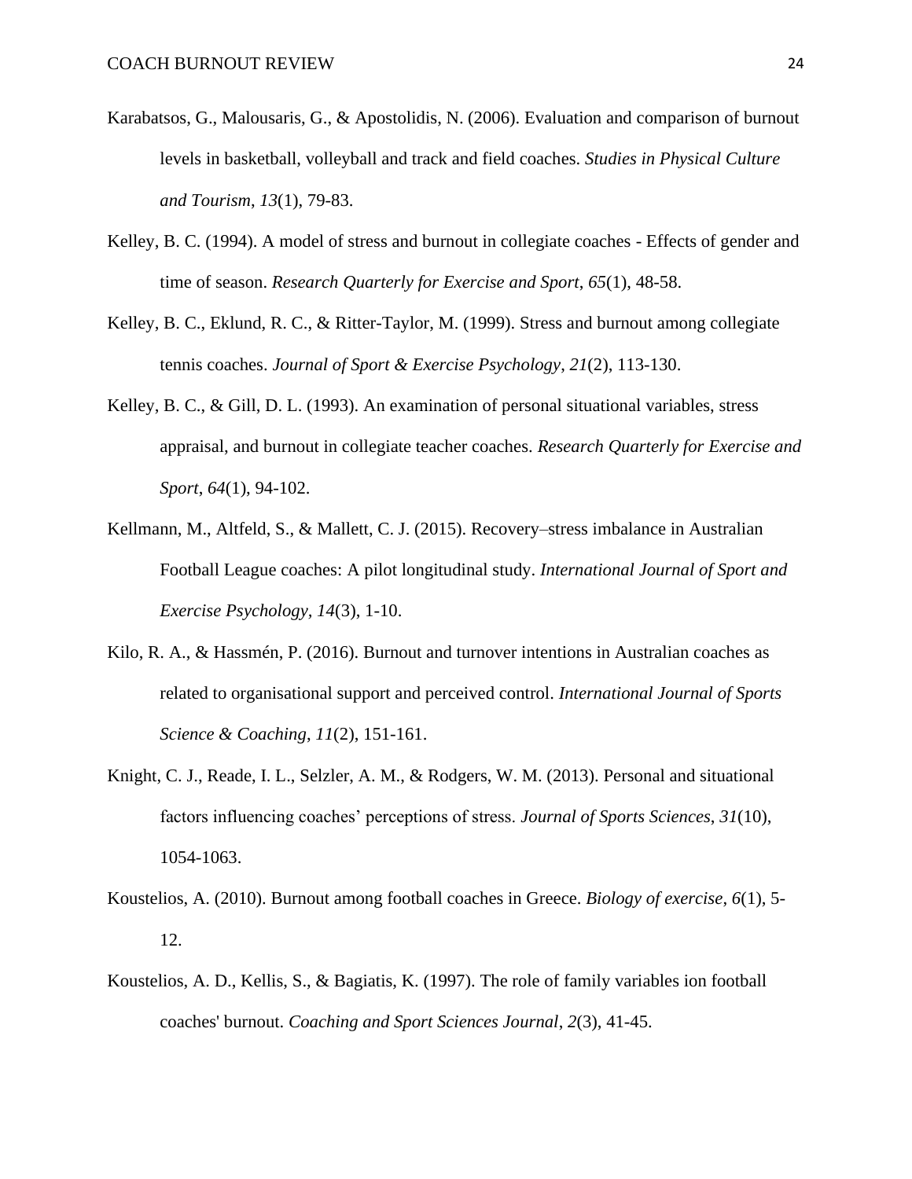Karabatsos, G., Malousaris, G., & Apostolidis, N. (2006). Evaluation and comparison of burnout levels in basketball, volleyball and track and field coaches. *Studies in Physical Culture and Tourism*, *13*(1), 79-83.

Kelley, B. C. (1994). A model of stress and burnout in collegiate coaches - Effects of gender and time of season. *Research Quarterly for Exercise and Sport*, *65*(1), 48-58.

Kelley, B. C., Eklund, R. C., & Ritter-Taylor, M. (1999). Stress and burnout among collegiate tennis coaches. *Journal of Sport & Exercise Psychology*, *21*(2), 113-130.

Kelley, B. C., & Gill, D. L. (1993). An examination of personal situational variables, stress appraisal, and burnout in collegiate teacher coaches. *Research Quarterly for Exercise and Sport*, *64*(1), 94-102.

Kellmann, M., Altfeld, S., & Mallett, C. J. (2015). Recovery–stress imbalance in Australian Football League coaches: A pilot longitudinal study. *International Journal of Sport and Exercise Psychology*, *14*(3), 1-10.

Kilo, R. A., & Hassmén, P. (2016). Burnout and turnover intentions in Australian coaches as related to organisational support and perceived control. *International Journal of Sports Science & Coaching*, *11*(2), 151-161.

Knight, C. J., Reade, I. L., Selzler, A. M., & Rodgers, W. M. (2013). Personal and situational factors influencing coaches' perceptions of stress. *Journal of Sports Sciences*, *31*(10), 1054-1063.

Koustelios, A. (2010). Burnout among football coaches in Greece. *Biology of exercise*, *6*(1), 5-12.

Koustelios, A. D., Kellis, S., & Bagiatis, K. (1997). The role of family variables ion football coaches' burnout. *Coaching and Sport Sciences Journal*, *2*(3), 41-45.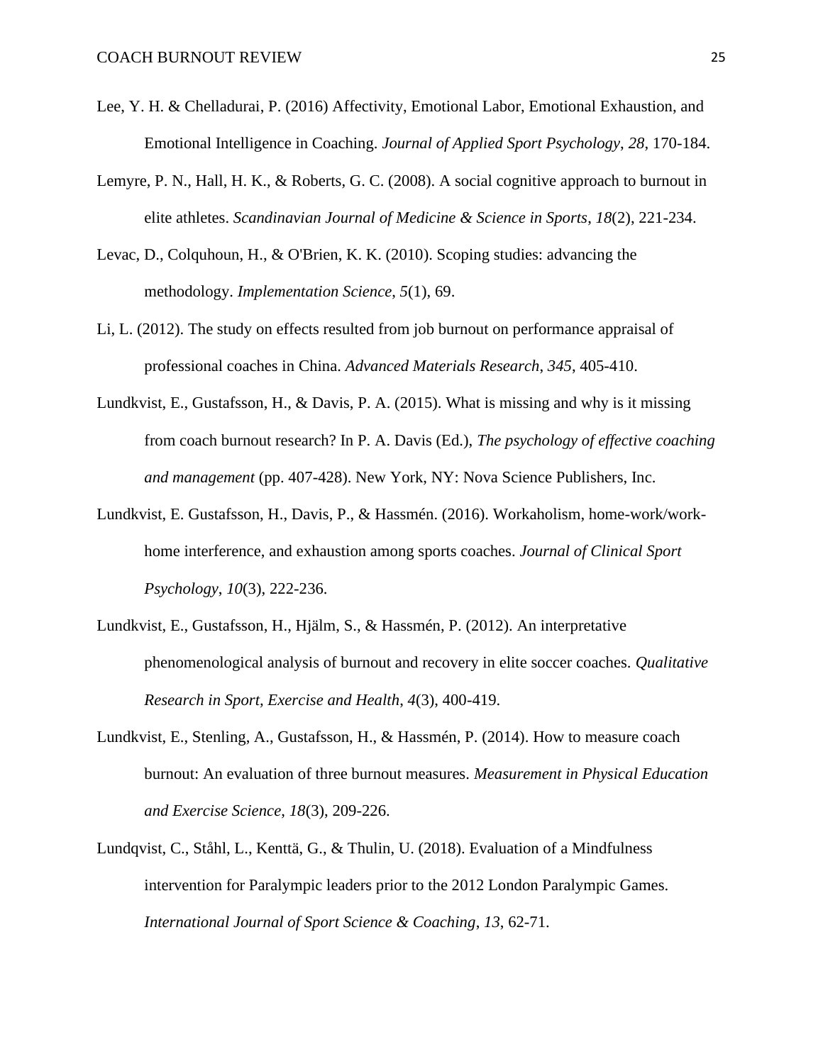Lee, Y. H. & Chelladurai, P. (2016) Affectivity, Emotional Labor, Emotional Exhaustion, and Emotional Intelligence in Coaching. *Journal of Applied Sport Psychology, 28*, 170-184.

Lemyre, P. N., Hall, H. K., & Roberts, G. C. (2008). A social cognitive approach to burnout in elite athletes. *Scandinavian Journal of Medicine & Science in Sports*, *18*(2), 221-234.

Levac, D., Colquhoun, H., & O'Brien, K. K. (2010). Scoping studies: advancing the methodology. *Implementation Science*, *5*(1), 69.

Li, L. (2012). The study on effects resulted from job burnout on performance appraisal of professional coaches in China. *Advanced Materials Research*, *345*, 405-410.

Lundkvist, E., Gustafsson, H., & Davis, P. A. (2015). What is missing and why is it missing from coach burnout research? In P. A. Davis (Ed.), *The psychology of effective coaching and management* (pp. 407-428). New York, NY: Nova Science Publishers, Inc.

Lundkvist, E. Gustafsson, H., Davis, P., & Hassmén. (2016). Workaholism, home-work/work-home interference, and exhaustion among sports coaches. *Journal of Clinical Sport Psychology*, *10*(3), 222-236.

Lundkvist, E., Gustafsson, H., Hjälm, S., & Hassmén, P. (2012). An interpretative phenomenological analysis of burnout and recovery in elite soccer coaches. *Qualitative Research in Sport, Exercise and Health*, *4*(3), 400-419.

Lundkvist, E., Stenling, A., Gustafsson, H., & Hassmén, P. (2014). How to measure coach burnout: An evaluation of three burnout measures. *Measurement in Physical Education and Exercise Science*, *18*(3), 209-226.

Lundqvist, C., Ståhl, L., Kenttä, G., & Thulin, U. (2018). Evaluation of a Mindfulness intervention for Paralympic leaders prior to the 2012 London Paralympic Games. *International Journal of Sport Science & Coaching*, *13*, 62-71.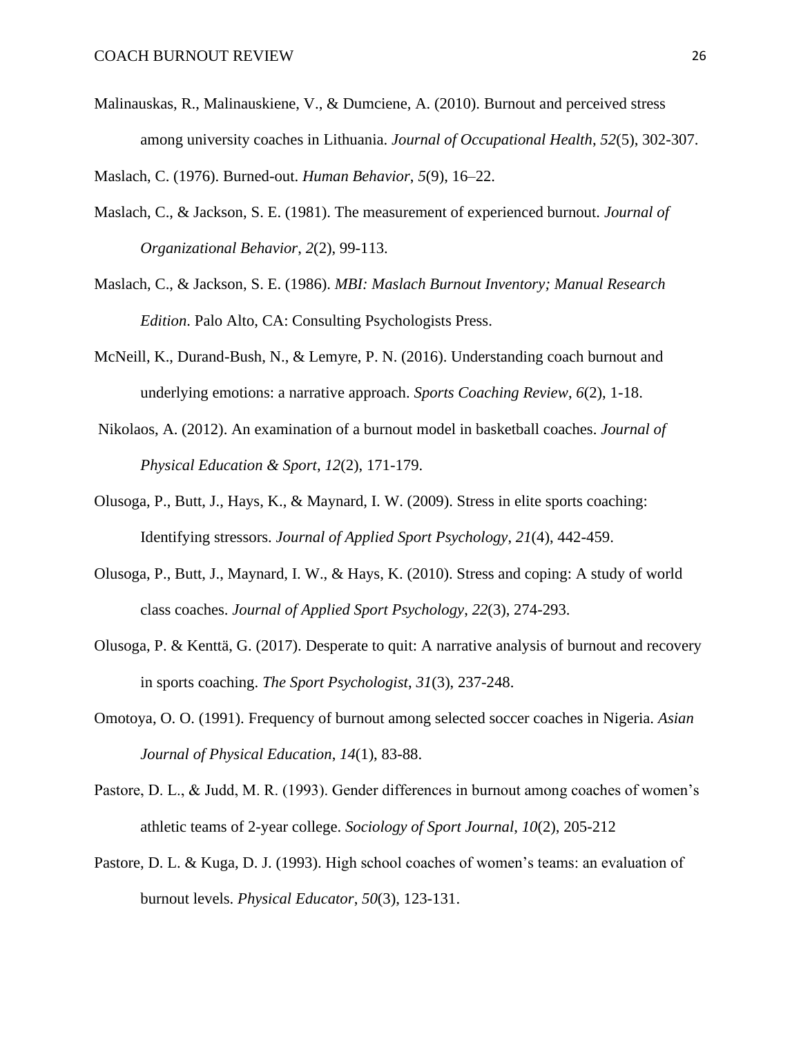Malinauskas, R., Malinauskiene, V., & Dumciene, A. (2010). Burnout and perceived stress among university coaches in Lithuania. *Journal of Occupational Health*, *52*(5), 302-307.

Maslach, C. (1976). Burned-out. *Human Behavior*, *5*(9), 16–22.

Maslach, C., & Jackson, S. E. (1981). The measurement of experienced burnout. *Journal of Organizational Behavior*, *2*(2), 99-113.

Maslach, C., & Jackson, S. E. (1986). *MBI: Maslach Burnout Inventory; Manual Research Edition*. Palo Alto, CA: Consulting Psychologists Press.

McNeill, K., Durand-Bush, N., & Lemyre, P. N. (2016). Understanding coach burnout and underlying emotions: a narrative approach. *Sports Coaching Review*, *6*(2), 1-18.

Nikolaos, A. (2012). An examination of a burnout model in basketball coaches. *Journal of Physical Education & Sport*, *12*(2), 171-179.

Olusoga, P., Butt, J., Hays, K., & Maynard, I. W. (2009). Stress in elite sports coaching: Identifying stressors. *Journal of Applied Sport Psychology*, *21*(4), 442-459.

Olusoga, P., Butt, J., Maynard, I. W., & Hays, K. (2010). Stress and coping: A study of world class coaches. *Journal of Applied Sport Psychology*, *22*(3), 274-293.

Olusoga, P. & Kenttä, G. (2017). Desperate to quit: A narrative analysis of burnout and recovery in sports coaching. *The Sport Psychologist*, *31*(3), 237-248.

Omotoya, O. O. (1991). Frequency of burnout among selected soccer coaches in Nigeria. *Asian Journal of Physical Education*, *14*(1), 83-88.

Pastore, D. L., & Judd, M. R. (1993). Gender differences in burnout among coaches of women's athletic teams of 2-year college. *Sociology of Sport Journal*, *10*(2), 205-212

Pastore, D. L. & Kuga, D. J. (1993). High school coaches of women's teams: an evaluation of burnout levels. *Physical Educator*, *50*(3), 123-131.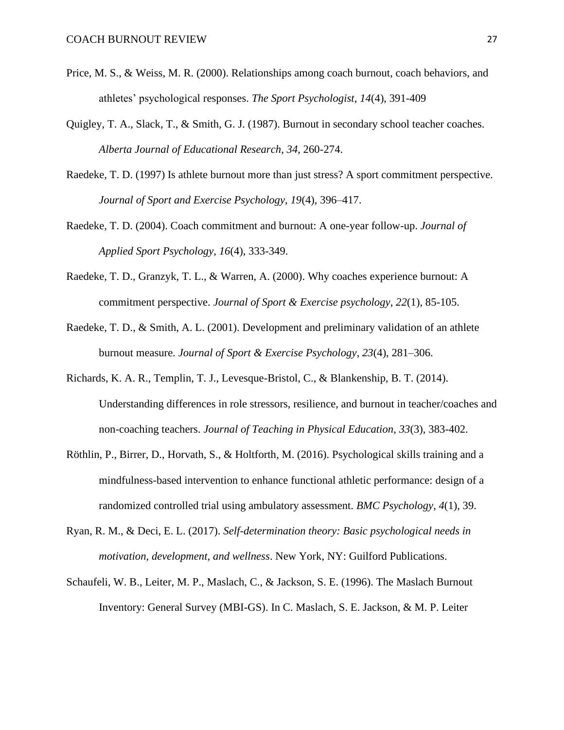Price, M. S., & Weiss, M. R. (2000). Relationships among coach burnout, coach behaviors, and athletes' psychological responses. *The Sport Psychologist*, *14*(4), 391-409

Quigley, T. A., Slack, T., & Smith, G. J. (1987). Burnout in secondary school teacher coaches. *Alberta Journal of Educational Research*, *34*, 260-274.

Raedeke, T. D. (1997) Is athlete burnout more than just stress? A sport commitment perspective. *Journal of Sport and Exercise Psychology*, *19*(4), 396–417.

Raedeke, T. D. (2004). Coach commitment and burnout: A one-year follow-up. *Journal of Applied Sport Psychology*, *16*(4), 333-349.

Raedeke, T. D., Granzyk, T. L., & Warren, A. (2000). Why coaches experience burnout: A commitment perspective. *Journal of Sport & Exercise psychology*, *22*(1), 85-105.

Raedeke, T. D., & Smith, A. L. (2001). Development and preliminary validation of an athlete burnout measure. *Journal of Sport & Exercise Psychology*, *23*(4), 281–306.

Richards, K. A. R., Templin, T. J., Levesque-Bristol, C., & Blankenship, B. T. (2014). Understanding differences in role stressors, resilience, and burnout in teacher/coaches and non-coaching teachers. *Journal of Teaching in Physical Education*, *33*(3), 383-402.

Röthlin, P., Birrer, D., Horvath, S., & Holtforth, M. (2016). Psychological skills training and a mindfulness-based intervention to enhance functional athletic performance: design of a randomized controlled trial using ambulatory assessment. *BMC Psychology*, *4*(1), 39.

Ryan, R. M., & Deci, E. L. (2017). *Self-determination theory: Basic psychological needs in motivation, development, and wellness*. New York, NY: Guilford Publications.

Schaufeli, W. B., Leiter, M. P., Maslach, C., & Jackson, S. E. (1996). The Maslach Burnout Inventory: General Survey (MBI-GS). In C. Maslach, S. E. Jackson, & M. P. Leiter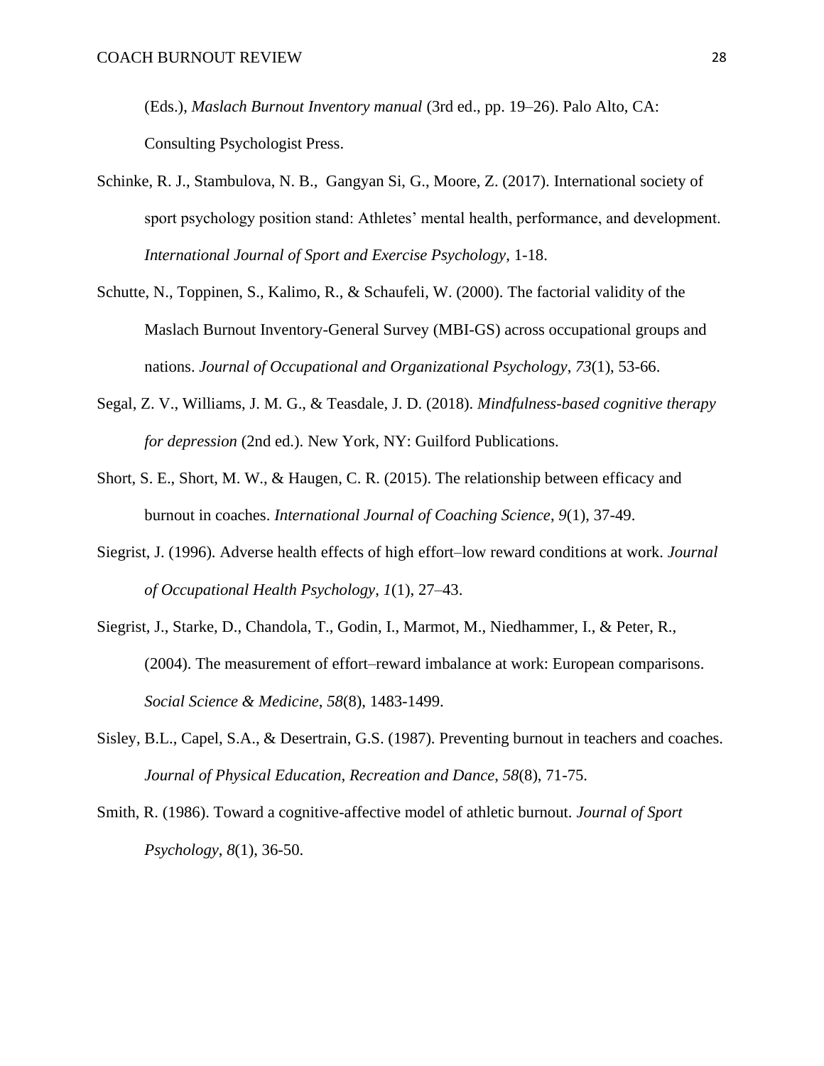(Eds.), *Maslach Burnout Inventory manual* (3rd ed., pp. 19–26). Palo Alto, CA: Consulting Psychologist Press.

Schinke, R. J., Stambulova, N. B., Gangyan Si, G., Moore, Z. (2017). International society of sport psychology position stand: Athletes' mental health, performance, and development. *International Journal of Sport and Exercise Psychology*, 1-18.

Schutte, N., Toppinen, S., Kalimo, R., & Schaufeli, W. (2000). The factorial validity of the Maslach Burnout Inventory-General Survey (MBI-GS) across occupational groups and nations. *Journal of Occupational and Organizational Psychology*, *73*(1), 53-66.

Segal, Z. V., Williams, J. M. G., & Teasdale, J. D. (2018). *Mindfulness-based cognitive therapy for depression* (2nd ed.). New York, NY: Guilford Publications.

Short, S. E., Short, M. W., & Haugen, C. R. (2015). The relationship between efficacy and burnout in coaches. *International Journal of Coaching Science*, *9*(1), 37-49.

Siegrist, J. (1996). Adverse health effects of high effort–low reward conditions at work. *Journal of Occupational Health Psychology*, *1*(1), 27–43.

Siegrist, J., Starke, D., Chandola, T., Godin, I., Marmot, M., Niedhammer, I., & Peter, R., (2004). The measurement of effort–reward imbalance at work: European comparisons. *Social Science & Medicine*, *58*(8), 1483-1499.

Sisley, B.L., Capel, S.A., & Desertrain, G.S. (1987). Preventing burnout in teachers and coaches. *Journal of Physical Education, Recreation and Dance*, *58*(8), 71-75.

Smith, R. (1986). Toward a cognitive-affective model of athletic burnout. *Journal of Sport Psychology*, *8*(1), 36-50.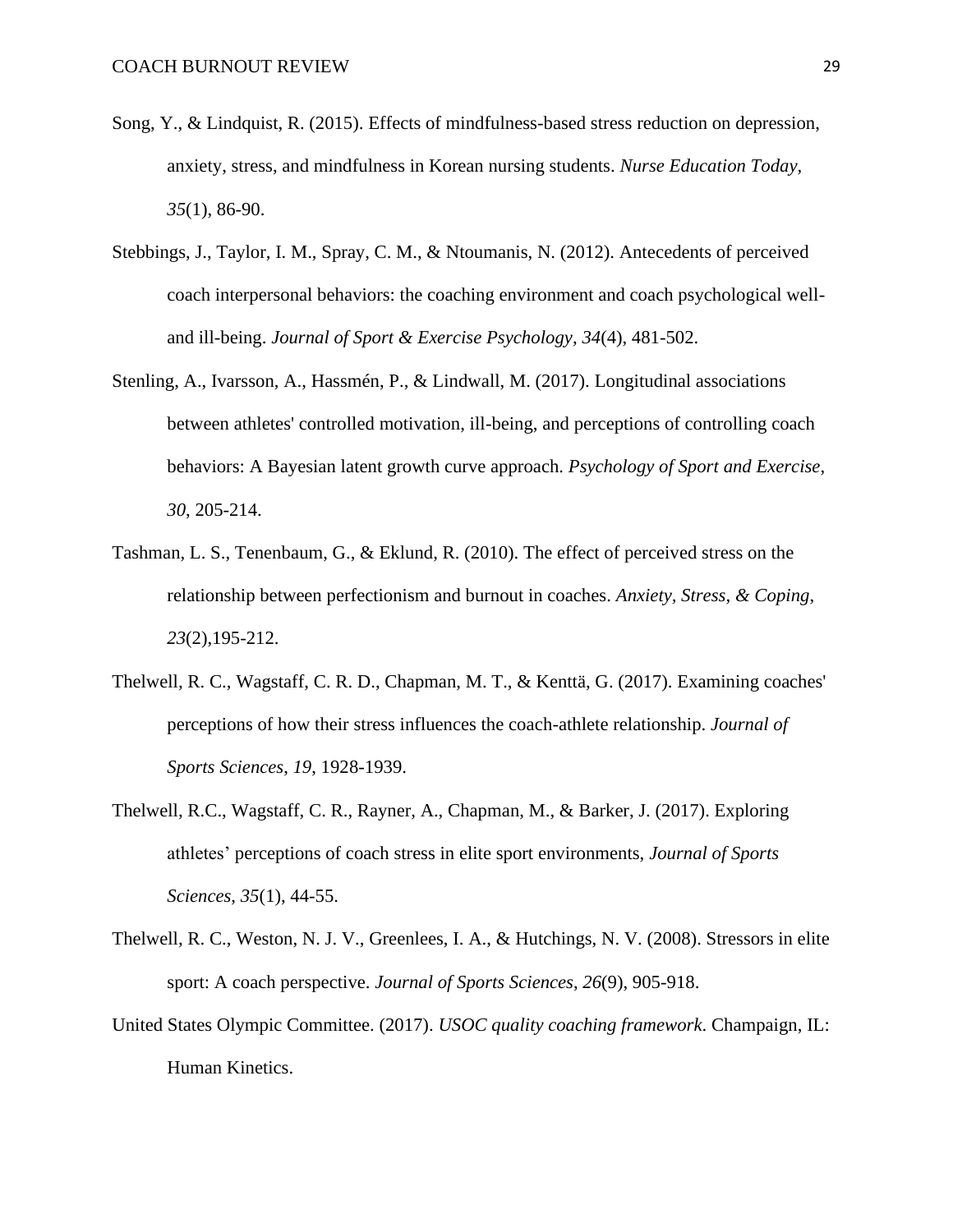Song, Y., & Lindquist, R. (2015). Effects of mindfulness-based stress reduction on depression, anxiety, stress, and mindfulness in Korean nursing students. *Nurse Education Today*, *35*(1), 86-90.

Stebbings, J., Taylor, I. M., Spray, C. M., & Ntoumanis, N. (2012). Antecedents of perceived coach interpersonal behaviors: the coaching environment and coach psychological well- and ill-being. *Journal of Sport & Exercise Psychology*, *34*(4), 481-502.

Stenling, A., Ivarsson, A., Hassmén, P., & Lindwall, M. (2017). Longitudinal associations between athletes' controlled motivation, ill-being, and perceptions of controlling coach behaviors: A Bayesian latent growth curve approach. *Psychology of Sport and Exercise*, *30*, 205-214.

Tashman, L. S., Tenenbaum, G., & Eklund, R. (2010). The effect of perceived stress on the relationship between perfectionism and burnout in coaches. *Anxiety, Stress, & Coping*, *23*(2),195-212.

Thelwell, R. C., Wagstaff, C. R. D., Chapman, M. T., & Kenttä, G. (2017). Examining coaches' perceptions of how their stress influences the coach-athlete relationship. *Journal of Sports Sciences*, *19*, 1928-1939.

Thelwell, R.C., Wagstaff, C. R., Rayner, A., Chapman, M., & Barker, J. (2017). Exploring athletes' perceptions of coach stress in elite sport environments, *Journal of Sports Sciences*, *35*(1), 44-55.

Thelwell, R. C., Weston, N. J. V., Greenlees, I. A., & Hutchings, N. V. (2008). Stressors in elite sport: A coach perspective. *Journal of Sports Sciences*, *26*(9), 905-918.

United States Olympic Committee. (2017). *USOC quality coaching framework*. Champaign, IL: Human Kinetics.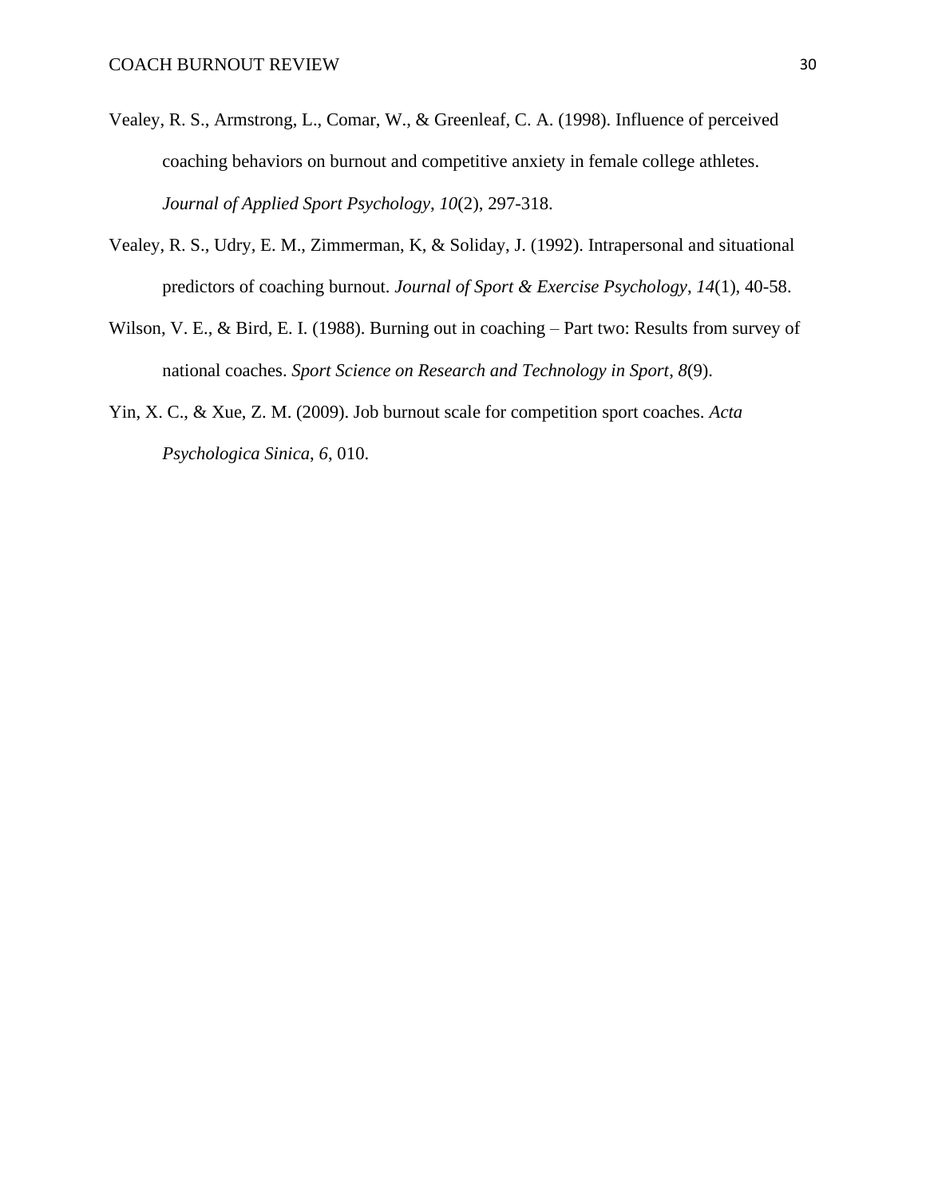Vealey, R. S., Armstrong, L., Comar, W., & Greenleaf, C. A. (1998). Influence of perceived coaching behaviors on burnout and competitive anxiety in female college athletes. *Journal of Applied Sport Psychology*, *10*(2), 297-318.

Vealey, R. S., Udry, E. M., Zimmerman, K, & Soliday, J. (1992). Intrapersonal and situational predictors of coaching burnout. *Journal of Sport & Exercise Psychology*, *14*(1), 40-58.

Wilson, V. E., & Bird, E. I. (1988). Burning out in coaching – Part two: Results from survey of national coaches. *Sport Science on Research and Technology in Sport*, *8*(9).

Yin, X. C., & Xue, Z. M. (2009). Job burnout scale for competition sport coaches. *Acta Psychologica Sinica*, *6*, 010.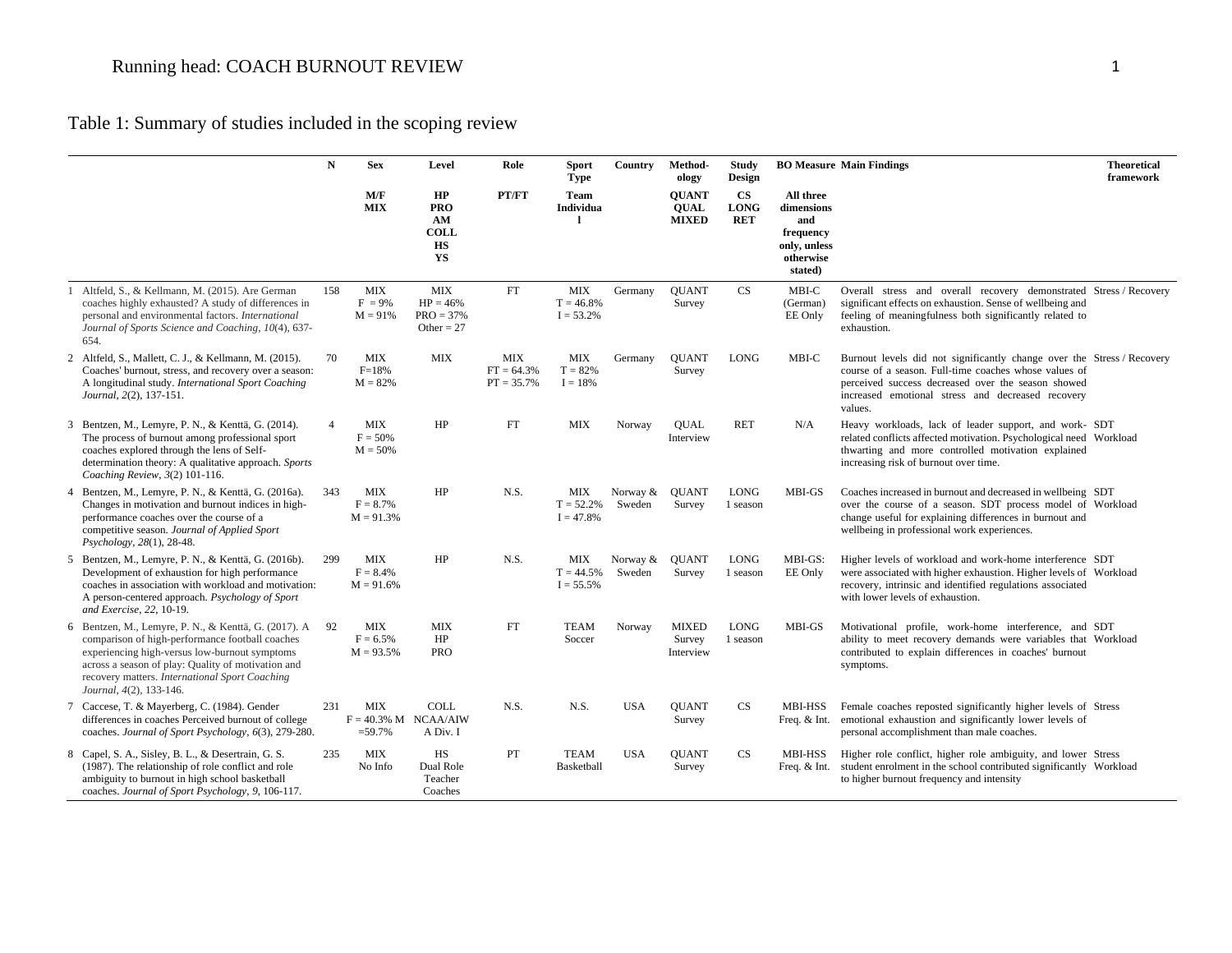Table 1: Summary of studies included in the scoping review

| | | N | Sex | Level | Role | Sport Type | Country | Method-ology | Study Design | BO Measure | Main Findings | Theoretical framework |
|---|---|---|---|---|---|---|---|---|---|---|---|---|
| | | | M/F MIX | HP PRO AM COLL HS YS | PT/FT | Team Individual | | QUANT QUAL MIXED | CS LONG RET | All three dimensions and frequency only, unless otherwise stated) | | |
| 1 | Altfeld, S., & Kellmann, M. (2015). Are German coaches highly exhausted? A study of differences in personal and environmental factors. *International Journal of Sports Science and Coaching*, *10*(4), 637-654. | 158 | MIX F = 9% M = 91% | MIX HP = 46% PRO = 37% Other = 27 | FT | MIX T = 46.8% I = 53.2% | Germany | QUANT Survey | CS | MBI-C (German) EE Only | Overall stress and overall recovery demonstrated significant effects on exhaustion. Sense of wellbeing and feeling of meaningfulness both significantly related to exhaustion. | Stress / Recovery |
| 2 | Altfeld, S., Mallett, C. J., & Kellmann, M. (2015). Coaches' burnout, stress, and recovery over a season: A longitudinal study. *International Sport Coaching Journal*, *2*(2), 137-151. | 70 | MIX F=18% M = 82% | MIX | MIX FT = 64.3% PT = 35.7% | MIX T = 82% I = 18% | Germany | QUANT Survey | LONG | MBI-C | Burnout levels did not significantly change over the course of a season. Full-time coaches whose values of perceived success decreased over the season showed increased emotional stress and decreased recovery values. | Stress / Recovery |
| 3 | Bentzen, M., Lemyre, P. N., & Kenttä, G. (2014). The process of burnout among professional sport coaches explored through the lens of Self-determination theory: A qualitative approach. *Sports Coaching Review*, *3*(2) 101-116. | 4 | MIX F = 50% M = 50% | HP | FT | MIX | Norway | QUAL Interview | RET | N/A | Heavy workloads, lack of leader support, and work-related conflicts affected motivation. Psychological need thwarting and more controlled motivation explained increasing risk of burnout over time. | SDT Workload |
| 4 | Bentzen, M., Lemyre, P. N., & Kenttä, G. (2016a). Changes in motivation and burnout indices in high-performance coaches over the course of a competitive season. *Journal of Applied Sport Psychology*, *28*(1), 28-48. | 343 | MIX F = 8.7% M = 91.3% | HP | N.S. | MIX T = 52.2% I = 47.8% | Norway & Sweden | QUANT Survey | LONG 1 season | MBI-GS | Coaches increased in burnout and decreased in wellbeing over the course of a season. SDT process model of change useful for explaining differences in burnout and wellbeing in professional work experiences. | SDT Workload |
| 5 | Bentzen, M., Lemyre, P. N., & Kenttä, G. (2016b). Development of exhaustion for high performance coaches in association with workload and motivation: A person-centered approach. *Psychology of Sport and Exercise*, *22*, 10-19. | 299 | MIX F = 8.4% M = 91.6% | HP | N.S. | MIX T = 44.5% I = 55.5% | Norway & Sweden | QUANT Survey | LONG 1 season | MBI-GS: EE Only | Higher levels of workload and work-home interference were associated with higher exhaustion. Higher levels of recovery, intrinsic and identified regulations associated with lower levels of exhaustion. | SDT Workload |
| 6 | Bentzen, M., Lemyre, P. N., & Kenttä, G. (2017). A comparison of high-performance football coaches experiencing high-versus low-burnout symptoms across a season of play: Quality of motivation and recovery matters. *International Sport Coaching Journal*, *4*(2), 133-146. | 92 | MIX F = 6.5% M = 93.5% | MIX HP PRO | FT | TEAM Soccer | Norway | MIXED Survey Interview | LONG 1 season | MBI-GS | Motivational profile, work-home interference, and ability to meet recovery demands were variables that contributed to explain differences in coaches' burnout symptoms. | SDT Workload |
| 7 | Caccese, T. & Mayerberg, C. (1984). Gender differences in coaches Perceived burnout of college coaches. *Journal of Sport Psychology*, *6*(3), 279-280. | 231 | MIX F = 40.3% M =59.7% | COLL NCAA/AIW A Div. I | N.S. | N.S. | USA | QUANT Survey | CS | MBI-HSS Freq. & Int. | Female coaches reposted significantly higher levels of emotional exhaustion and significantly lower levels of personal accomplishment than male coaches. | Stress |
| 8 | Capel, S. A., Sisley, B. L., & Desertrain, G. S. (1987). The relationship of role conflict and role ambiguity to burnout in high school basketball coaches. *Journal of Sport Psychology*, *9*, 106-117. | 235 | MIX No Info | HS Dual Role Teacher Coaches | PT | TEAM Basketball | USA | QUANT Survey | CS | MBI-HSS Freq. & Int. | Higher role conflict, higher role ambiguity, and lower student enrolment in the school contributed significantly to higher burnout frequency and intensity | Stress Workload |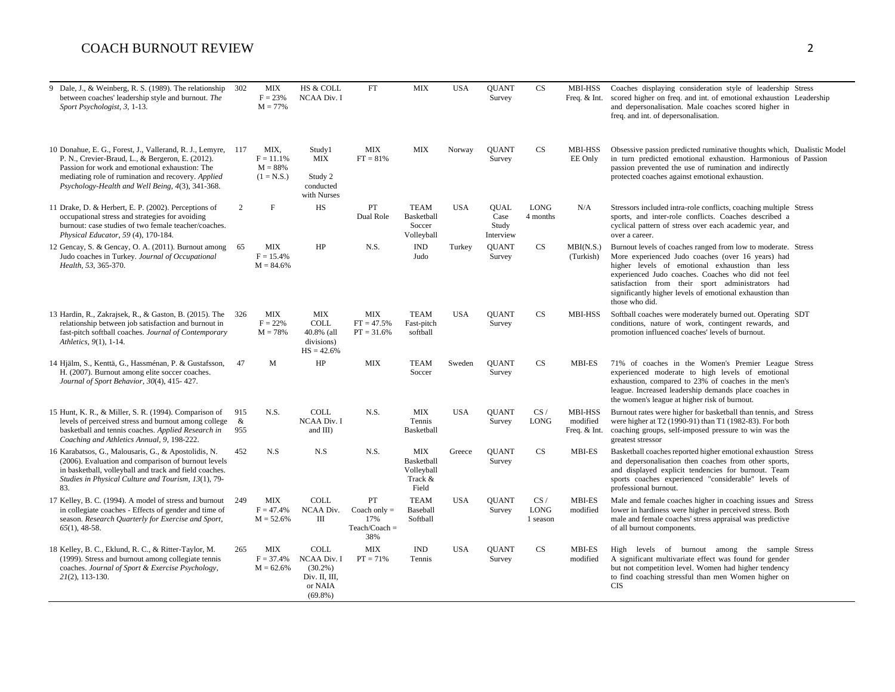| | | | | | | | | | | | | |
|---|---|---|---|---|---|---|---|---|---|---|---|---|
| 9 | Dale, J., & Weinberg, R. S. (1989). The relationship between coaches' leadership style and burnout. *The Sport Psychologist*, *3*, 1-13. | 302 | MIX F = 23% M = 77% | HS & COLL NCAA Div. I | FT | MIX | USA | QUANT Survey | CS | MBI-HSS Freq. & Int. | Coaches displaying consideration style of leadership scored higher on freq. and int. of emotional exhaustion and depersonalisation. Male coaches scored higher in freq. and int. of depersonalisation. | Stress Leadership |
| 10 | Donahue, E. G., Forest, J., Vallerand, R. J., Lemyre, P. N., Crevier-Braud, L., & Bergeron, E. (2012). Passion for work and emotional exhaustion: The mediating role of rumination and recovery. *Applied Psychology-Health and Well Being*, *4*(3), 341-368. | 117 | MIX, F = 11.1% M = 88% (1 = N.S.) | Study1 MIX Study 2 conducted with Nurses | MIX FT = 81% | MIX | Norway | QUANT Survey | CS | MBI-HSS EE Only | Obsessive passion predicted ruminative thoughts which, in turn predicted emotional exhaustion. Harmonious passion prevented the use of rumination and indirectly protected coaches against emotional exhaustion. | Dualistic Model of Passion |
| 11 | Drake, D. & Herbert, E. P. (2002). Perceptions of occupational stress and strategies for avoiding burnout: case studies of two female teacher/coaches. *Physical Educator*, *59* (4), 170-184. | 2 | F | HS | PT Dual Role | TEAM Basketball Soccer Volleyball | USA | QUAL Case Study Interview | LONG 4 months | N/A | Stressors included intra-role conflicts, coaching multiple sports, and inter-role conflicts. Coaches described a cyclical pattern of stress over each academic year, and over a career. | Stress |
| 12 | Gencay, S. & Gencay, O. A. (2011). Burnout among Judo coaches in Turkey. *Journal of Occupational Health*, *53*, 365-370. | 65 | MIX F = 15.4% M = 84.6% | HP | N.S. | IND Judo | Turkey | QUANT Survey | CS | MBI(N.S.) (Turkish) | Burnout levels of coaches ranged from low to moderate. More experienced Judo coaches (over 16 years) had higher levels of emotional exhaustion than less experienced Judo coaches. Coaches who did not feel satisfaction from their sport administrators had significantly higher levels of emotional exhaustion than those who did. | Stress |
| 13 | Hardin, R., Zakrajsek, R., & Gaston, B. (2015). The relationship between job satisfaction and burnout in fast-pitch softball coaches. *Journal of Contemporary Athletics*, *9*(1), 1-14. | 326 | MIX F = 22% M = 78% | MIX COLL 40.8% (all divisions) HS = 42.6% | MIX FT = 47.5% PT = 31.6% | TEAM Fast-pitch softball | USA | QUANT Survey | CS | MBI-HSS | Softball coaches were moderately burned out. Operating conditions, nature of work, contingent rewards, and promotion influenced coaches' levels of burnout. | SDT |
| 14 | Hjälm, S., Kenttä, G., Hassménan, P. & Gustafsson, H. (2007). Burnout among elite soccer coaches. *Journal of Sport Behavior*, *30*(4), 415- 427. | 47 | M | HP | MIX | TEAM Soccer | Sweden | QUANT Survey | CS | MBI-ES | 71% of coaches in the Women's Premier League experienced moderate to high levels of emotional exhaustion, compared to 23% of coaches in the men's league. Increased leadership demands place coaches in the women's league at higher risk of burnout. | Stress |
| 15 | Hunt, K. R., & Miller, S. R. (1994). Comparison of levels of perceived stress and burnout among college basketball and tennis coaches. *Applied Research in Coaching and Athletics Annual*, *9*, 198-222. | 915 & 955 | N.S. | COLL NCAA Div. I and III) | N.S. | MIX Tennis Basketball | USA | QUANT Survey | CS / LONG | MBI-HSS modified Freq. & Int. | Burnout rates were higher for basketball than tennis, and were higher at T2 (1990-91) than T1 (1982-83). For both coaching groups, self-imposed pressure to win was the greatest stressor | Stress |
| 16 | Karabatsos, G., Malousaris, G., & Apostolidis, N. (2006). Evaluation and comparison of burnout levels in basketball, volleyball and track and field coaches. *Studies in Physical Culture and Tourism*, *13*(1), 79-83. | 452 | N.S | N.S | N.S. | MIX Basketball Volleyball Track & Field | Greece | QUANT Survey | CS | MBI-ES | Basketball coaches reported higher emotional exhaustion and depersonalisation then coaches from other sports, and displayed explicit tendencies for burnout. Team sports coaches experienced "considerable" levels of professional burnout. | Stress |
| 17 | Kelley, B. C. (1994). A model of stress and burnout in collegiate coaches - Effects of gender and time of season. *Research Quarterly for Exercise and Sport*, *65*(1), 48-58. | 249 | MIX F = 47.4% M = 52.6% | COLL NCAA Div. III | PT Coach only = 17% Teach/Coach = 38% | TEAM Baseball Softball | USA | QUANT Survey | CS / LONG 1 season | MBI-ES modified | Male and female coaches higher in coaching issues and lower in hardiness were higher in perceived stress. Both male and female coaches' stress appraisal was predictive of all burnout components. | Stress |
| 18 | Kelley, B. C., Eklund, R. C., & Ritter-Taylor, M. (1999). Stress and burnout among collegiate tennis coaches. *Journal of Sport & Exercise Psychology*, *21*(2), 113-130. | 265 | MIX F = 37.4% M = 62.6% | COLL NCAA Div. I (30.2%) Div. II, III, or NAIA (69.8%) | MIX PT = 71% | IND Tennis | USA | QUANT Survey | CS | MBI-ES modified | High levels of burnout among the sample A significant multivariate effect was found for gender but not competition level. Women had higher tendency to find coaching stressful than men Women higher on CIS | Stress |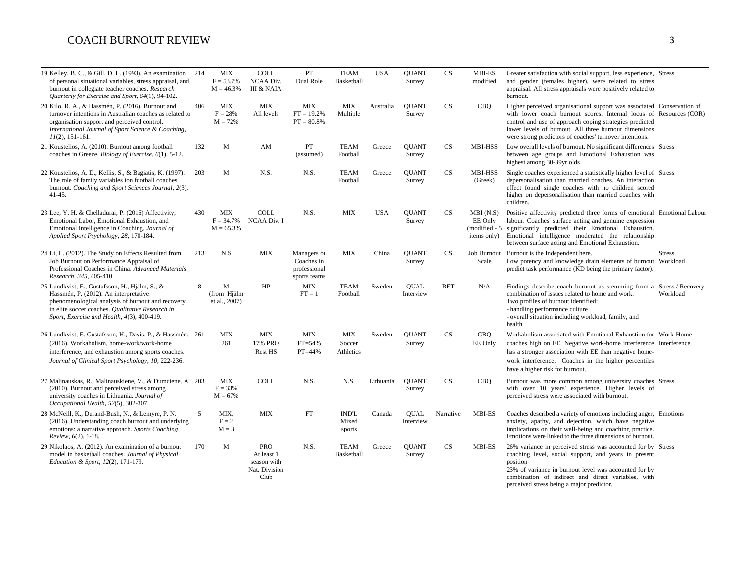| # | Reference | N | Gender | Level | Role | Sport | Country | Design | Method | Measure | Key Findings | Theory |
|---|---|---|---|---|---|---|---|---|---|---|---|---|
| 19 | Kelley, B. C., & Gill, D. L. (1993). An examination of personal situational variables, stress appraisal, and burnout in collegiate teacher coaches. *Research Quarterly for Exercise and Sport, 64*(1), 94-102. | 214 | MIX F = 53.7% M = 46.3% | COLL NCAA Div. III & NAIA | PT Dual Role | TEAM Basketball | USA | QUANT Survey | CS | MBI-ES modified | Greater satisfaction with social support, less experience, and gender (females higher), were related to stress appraisal. All stress appraisals were positively related to burnout. | Stress |
| 20 | Kilo, R. A., & Hassmén, P. (2016). Burnout and turnover intentions in Australian coaches as related to organisation support and perceived control. *International Journal of Sport Science & Coaching, 11*(2), 151-161. | 406 | MIX F = 28% M = 72% | MIX All levels | MIX FT = 19.2% PT = 80.8% | MIX Multiple | Australia | QUANT Survey | CS | CBQ | Higher perceived organisational support was associated with lower coach burnout scores. Internal locus of control and use of approach coping strategies predicted lower levels of burnout. All three burnout dimensions were strong predictors of coaches' turnover intentions. | Conservation of Resources (COR) |
| 21 | Koustelios, A. (2010). Burnout among football coaches in Greece. *Biology of Exercise, 6*(1), 5-12. | 132 | M | AM | PT (assumed) | TEAM Football | Greece | QUANT Survey | CS | MBI-HSS | Low overall levels of burnout. No significant differences between age groups and Emotional Exhaustion was highest among 30-39yr olds | Stress |
| 22 | Koustelios, A. D., Kellis, S., & Bagiatis, K. (1997). The role of family variables ion football coaches' burnout. *Coaching and Sport Sciences Journal, 2*(3), 41-45. | 203 | M | N.S. | N.S. | TEAM Football | Greece | QUANT Survey | CS | MBI-HSS (Greek) | Single coaches experienced a statistically higher level of depersonalisation than married coaches. An interaction effect found single coaches with no children scored higher on depersonalisation than married coaches with children. | Stress |
| 23 | Lee, Y. H. & Chelladurai, P. (2016) Affectivity, Emotional Labor, Emotional Exhaustion, and Emotional Intelligence in Coaching. *Journal of Applied Sport Psychology, 28*, 170-184. | 430 | MIX F = 34.7% M = 65.3% | COLL NCAA Div. I | N.S. | MIX | USA | QUANT Survey | CS | MBI (N.S) EE Only (modified - 5 items only) | Positive affectivity predicted three forms of emotional labour. Coaches' surface acting and genuine expression significantly predicted their Emotional Exhaustion. Emotional intelligence moderated the relationship between surface acting and Emotional Exhaustion. | Emotional Labour |
| 24 | Li, L. (2012). The Study on Effects Resulted from Job Burnout on Performance Appraisal of Professional Coaches in China. *Advanced Materials Research, 345*, 405-410. | 213 | N.S | MIX | Managers or Coaches in professional sports teams | MIX | China | QUANT Survey | CS | Job Burnout Scale | Burnout is the Independent here. Low potency and knowledge drain elements of burnout predict task performance (KD being the primary factor). | Stress Workload |
| 25 | Lundkvist, E., Gustafsson, H., Hjälm, S., & Hassmén, P. (2012). An interpretative phenomenological analysis of burnout and recovery in elite soccer coaches. *Qualitative Research in Sport, Exercise and Health, 4*(3), 400-419. | 8 | M (from Hjälm et al., 2007) | HP | MIX FT = 1 | TEAM Football | Sweden | QUAL Interview | RET | N/A | Findings describe coach burnout as stemming from a combination of issues related to home and work. Two profiles of burnout identified: - handling performance culture - overall situation including workload, family, and health | Stress / Recovery Workload |
| 26 | Lundkvist, E. Gustafsson, H., Davis, P., & Hassmén. (2016). Workaholism, home-work/work-home interference, and exhaustion among sports coaches. *Journal of Clinical Sport Psychology, 10*, 222-236. | 261 | MIX 261 | MIX 17% PRO Rest HS | MIX FT=54% PT=44% | MIX Soccer Athletics | Sweden | QUANT Survey | CS | CBQ EE Only | Workaholism associated with Emotional Exhaustion for coaches high on EE. Negative work-home interference has a stronger association with EE than negative home-work interference. Coaches in the higher percentiles have a higher risk for burnout. | Work-Home Interference |
| 27 | Malinauskas, R., Malinauskiene, V., & Dumciene, A. (2010). Burnout and perceived stress among university coaches in Lithuania. *Journal of Occupational Health, 52*(5), 302-307. | 203 | MIX F = 33% M = 67% | COLL | N.S. | N.S. | Lithuania | QUANT Survey | CS | CBQ | Burnout was more common among university coaches with over 10 years' experience. Higher levels of perceived stress were associated with burnout. | Stress |
| 28 | McNeill, K., Durand-Bush, N., & Lemyre, P. N. (2016). Understanding coach burnout and underlying emotions: a narrative approach. *Sports Coaching Review, 6*(2), 1-18. | 5 | MIX, F = 2 M = 3 | MIX | FT | IND'L Mixed sports | Canada | QUAL Interview | Narrative | MBI-ES | Coaches described a variety of emotions including anger, anxiety, apathy, and dejection, which have negative implications on their well-being and coaching practice. Emotions were linked to the three dimensions of burnout. | Emotions |
| 29 | Nikolaos, A. (2012). An examination of a burnout model in basketball coaches. *Journal of Physical Education & Sport, 12*(2), 171-179. | 170 | M | PRO At least 1 season with Nat. Division Club | N.S. | TEAM Basketball | Greece | QUANT Survey | CS | MBI-ES | 26% variance in perceived stress was accounted for by coaching level, social support, and years in present position 23% of variance in burnout level was accounted for by combination of indirect and direct variables, with perceived stress being a major predictor. | Stress |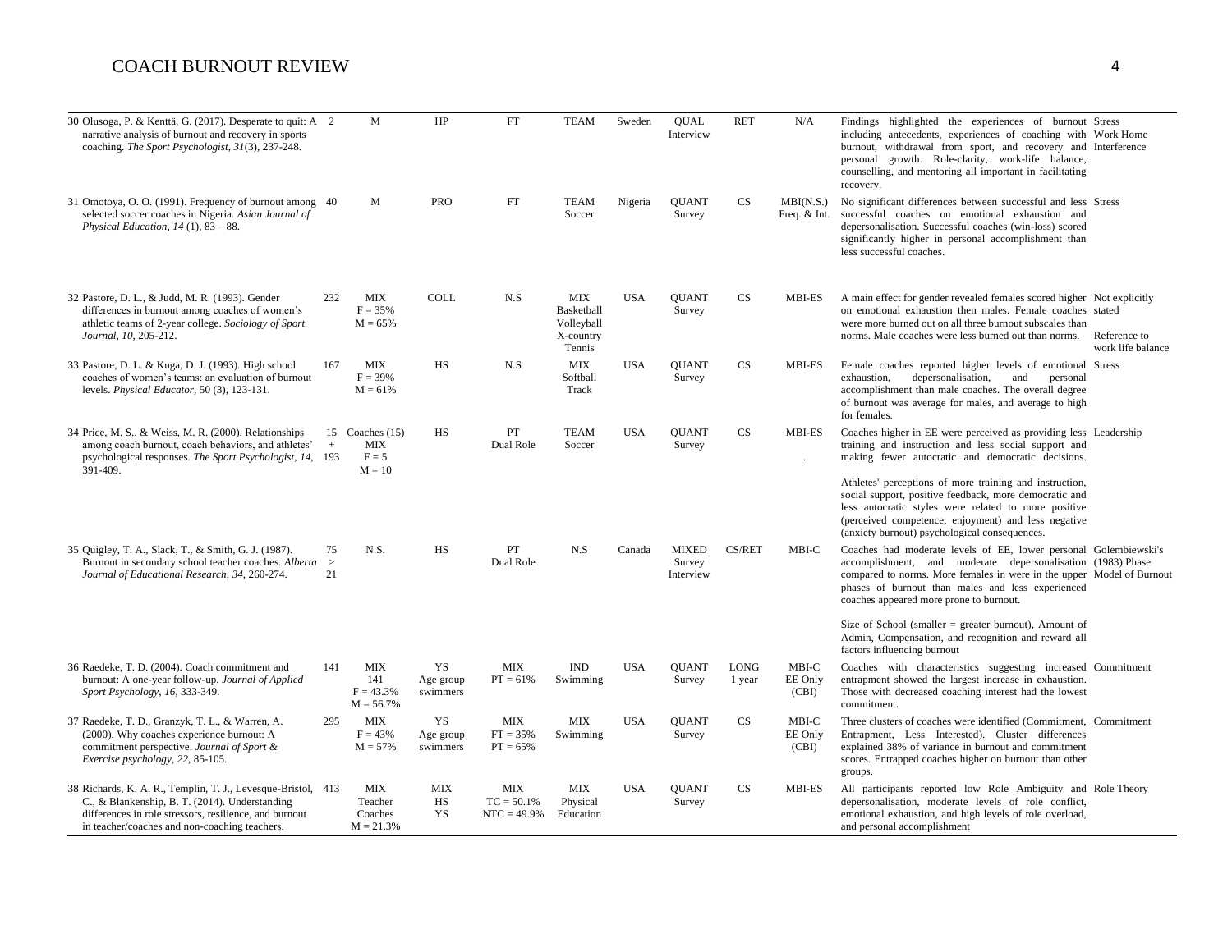| | | | | | | | | | | | |
|---|---|---|---|---|---|---|---|---|---|---|---|
| 30 Olusoga, P. & Kenttä, G. (2017). Desperate to quit: A narrative analysis of burnout and recovery in sports coaching. *The Sport Psychologist, 31*(3), 237-248. | 2 | M | HP | FT | TEAM | Sweden | QUAL Interview | RET | N/A | Findings highlighted the experiences of burnout including antecedents, experiences of coaching with burnout, withdrawal from sport, and recovery and personal growth. Role-clarity, work-life balance, counselling, and mentoring all important in facilitating recovery. | Stress Work Home Interference |
| 31 Omotoya, O. O. (1991). Frequency of burnout among selected soccer coaches in Nigeria. *Asian Journal of Physical Education, 14* (1), 83 – 88. | 40 | M | PRO | FT | TEAM Soccer | Nigeria | QUANT Survey | CS | MBI(N.S.) Freq. & Int. | No significant differences between successful and less successful coaches on emotional exhaustion and depersonalisation. Successful coaches (win-loss) scored significantly higher in personal accomplishment than less successful coaches. | Stress |
| 32 Pastore, D. L., & Judd, M. R. (1993). Gender differences in burnout among coaches of women's athletic teams of 2-year college. *Sociology of Sport Journal, 10*, 205-212. | 232 | MIX F = 35% M = 65% | COLL | N.S | MIX Basketball Volleyball X-country Tennis | USA | QUANT Survey | CS | MBI-ES | A main effect for gender revealed females scored higher on emotional exhaustion then males. Female coaches were more burned out on all three burnout subscales than norms. Male coaches were less burned out than norms. | Not explicitly stated<br><br>Reference to work life balance |
| 33 Pastore, D. L. & Kuga, D. J. (1993). High school coaches of women's teams: an evaluation of burnout levels. *Physical Educator*, 50 (3), 123-131. | 167 | MIX F = 39% M = 61% | HS | N.S | MIX Softball Track | USA | QUANT Survey | CS | MBI-ES | Female coaches reported higher levels of emotional exhaustion, depersonalisation, and personal accomplishment than male coaches. The overall degree of burnout was average for males, and average to high for females. | Stress |
| 34 Price, M. S., & Weiss, M. R. (2000). Relationships among coach burnout, coach behaviors, and athletes' psychological responses. *The Sport Psychologist, 14*, 391-409. | 15 + 193 | Coaches (15) MIX F = 5 M = 10 | HS | PT Dual Role | TEAM Soccer | USA | QUANT Survey | CS | MBI-ES | Coaches higher in EE were perceived as providing less training and instruction and less social support and making fewer autocratic and democratic decisions.<br><br>Athletes' perceptions of more training and instruction, social support, positive feedback, more democratic and less autocratic styles were related to more positive (perceived competence, enjoyment) and less negative (anxiety burnout) psychological consequences. | Leadership |
| 35 Quigley, T. A., Slack, T., & Smith, G. J. (1987). Burnout in secondary school teacher coaches. *Alberta Journal of Educational Research, 34*, 260-274. | 75 > 21 | N.S. | HS | PT Dual Role | N.S | Canada | MIXED Survey Interview | CS/RET | MBI-C | Coaches had moderate levels of EE, lower personal accomplishment, and moderate depersonalisation compared to norms. More females in were in the upper phases of burnout than males and less experienced coaches appeared more prone to burnout.<br><br>Size of School (smaller = greater burnout), Amount of Admin, Compensation, and recognition and reward all factors influencing burnout | Golembiewski's (1983) Phase Model of Burnout |
| 36 Raedeke, T. D. (2004). Coach commitment and burnout: A one-year follow-up. *Journal of Applied Sport Psychology, 16*, 333-349. | 141 | MIX 141 F = 43.3% M = 56.7% | YS Age group swimmers | MIX PT = 61% | IND Swimming | USA | QUANT Survey | LONG 1 year | MBI-C EE Only (CBI) | Coaches with characteristics suggesting increased entrapment showed the largest increase in exhaustion. Those with decreased coaching interest had the lowest commitment. | Commitment |
| 37 Raedeke, T. D., Granzyk, T. L., & Warren, A. (2000). Why coaches experience burnout: A commitment perspective. *Journal of Sport & Exercise psychology, 22*, 85-105. | 295 | MIX F = 43% M = 57% | YS Age group swimmers | MIX FT = 35% PT = 65% | MIX Swimming | USA | QUANT Survey | CS | MBI-C EE Only (CBI) | Three clusters of coaches were identified (Commitment, Entrapment, Less Interested). Cluster differences explained 38% of variance in burnout and commitment scores. Entrapped coaches higher on burnout than other groups. | Commitment |
| 38 Richards, K. A. R., Templin, T. J., Levesque-Bristol, C., & Blankenship, B. T. (2014). Understanding differences in role stressors, resilience, and burnout in teacher/coaches and non-coaching teachers. | 413 | MIX Teacher Coaches M = 21.3% | MIX HS YS | MIX TC = 50.1% NTC = 49.9% | MIX Physical Education | USA | QUANT Survey | CS | MBI-ES | All participants reported low Role Ambiguity and depersonalisation, moderate levels of role conflict, emotional exhaustion, and high levels of role overload, and personal accomplishment | Role Theory |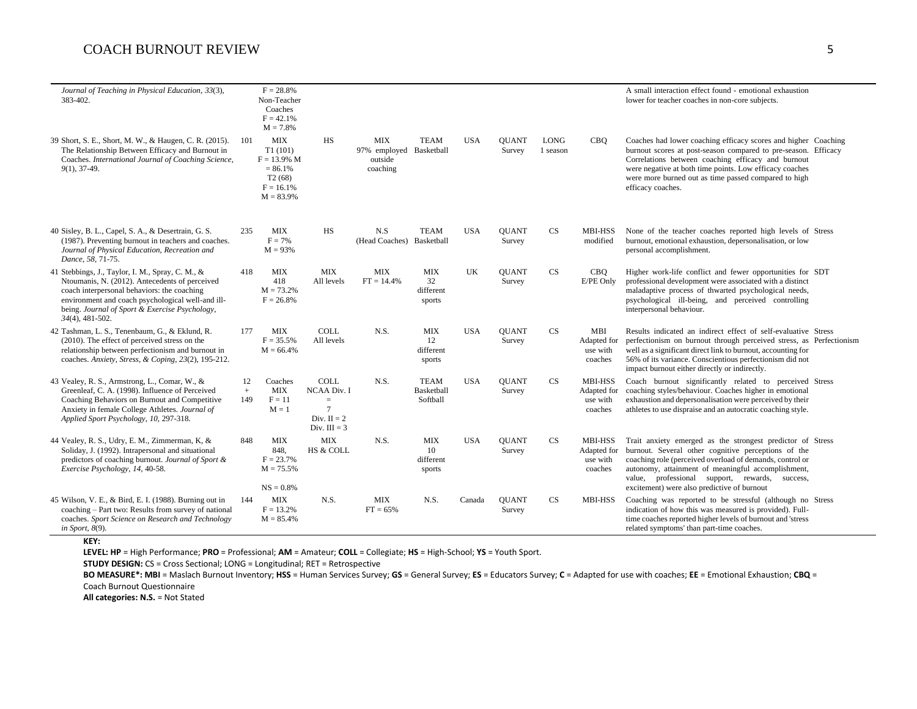| | N | Gender | Level | Employment | Sport | Country | Design | Study Design | BO Measure | Findings | |
|---|---|---|---|---|---|---|---|---|---|---|---|
| *Journal of Teaching in Physical Education, 33*(3), 383-402. | | F = 28.8% Non-Teacher Coaches F = 42.1% M = 7.8% | | | | | | | | A small interaction effect found - emotional exhaustion lower for teacher coaches in non-core subjects. | |
| 39 Short, S. E., Short, M. W., & Haugen, C. R. (2015). The Relationship Between Efficacy and Burnout in Coaches. *International Journal of Coaching Science, 9*(1), 37-49. | 101 | MIX T1 (101) F = 13.9% M = 86.1% T2 (68) F = 16.1% M = 83.9% | HS | MIX 97% employed outside coaching | TEAM Basketball | USA | QUANT Survey | LONG 1 season | CBQ | Coaches had lower coaching efficacy scores and higher burnout scores at post-season compared to pre-season. Correlations between coaching efficacy and burnout were negative at both time points. Low efficacy coaches were more burned out as time passed compared to high efficacy coaches. | Coaching Efficacy |
| 40 Sisley, B. L., Capel, S. A., & Desertrain, G. S. (1987). Preventing burnout in teachers and coaches. *Journal of Physical Education, Recreation and Dance, 58*, 71-75. | 235 | MIX F = 7% M = 93% | HS | N.S (Head Coaches) | TEAM Basketball | USA | QUANT Survey | CS | MBI-HSS modified | None of the teacher coaches reported high levels of burnout, emotional exhaustion, depersonalisation, or low personal accomplishment. | Stress |
| 41 Stebbings, J., Taylor, I. M., Spray, C. M., & Ntoumanis, N. (2012). Antecedents of perceived coach interpersonal behaviors: the coaching environment and coach psychological well-and ill-being. *Journal of Sport & Exercise Psychology, 34*(4), 481-502. | 418 | MIX 418 M = 73.2% F = 26.8% | MIX All levels | MIX FT = 14.4% | MIX 32 different sports | UK | QUANT Survey | CS | CBQ E/PE Only | Higher work-life conflict and fewer opportunities for professional development were associated with a distinct maladaptive process of thwarted psychological needs, psychological ill-being, and perceived controlling interpersonal behaviour. | SDT |
| 42 Tashman, L. S., Tenenbaum, G., & Eklund, R. (2010). The effect of perceived stress on the relationship between perfectionism and burnout in coaches. *Anxiety, Stress, & Coping, 23*(2), 195-212. | 177 | MIX F = 35.5% M = 66.4% | COLL All levels | N.S. | MIX 12 different sports | USA | QUANT Survey | CS | MBI Adapted for use with coaches | Results indicated an indirect effect of self-evaluative perfectionism on burnout through perceived stress, as well as a significant direct link to burnout, accounting for 56% of its variance. Conscientious perfectionism did not impact burnout either directly or indirectly. | Stress Perfectionism |
| 43 Vealey, R. S., Armstrong, L., Comar, W., & Greenleaf, C. A. (1998). Influence of Perceived Coaching Behaviors on Burnout and Competitive Anxiety in female College Athletes. *Journal of Applied Sport Psychology, 10*, 297-318. | 12 + 149 | Coaches MIX F = 11 M = 1 | COLL NCAA Div. I = 7 Div. II = 2 Div. III = 3 | N.S. | TEAM Basketball Softball | USA | QUANT Survey | CS | MBI-HSS Adapted for use with coaches | Coach burnout significantly related to perceived coaching styles/behaviour. Coaches higher in emotional exhaustion and depersonalisation were perceived by their athletes to use dispraise and an autocratic coaching style. | Stress |
| 44 Vealey, R. S., Udry, E. M., Zimmerman, K, & Soliday, J. (1992). Intrapersonal and situational predictors of coaching burnout. *Journal of Sport & Exercise Psychology, 14*, 40-58. | 848 | MIX 848, F = 23.7% M = 75.5% NS = 0.8% | MIX HS & COLL | N.S. | MIX 10 different sports | USA | QUANT Survey | CS | MBI-HSS Adapted for use with coaches | Trait anxiety emerged as the strongest predictor of burnout. Several other cognitive perceptions of the coaching role (perceived overload of demands, control or autonomy, attainment of meaningful accomplishment, value, professional support, rewards, success, excitement) were also predictive of burnout | Stress |
| 45 Wilson, V. E., & Bird, E. I. (1988). Burning out in coaching – Part two: Results from survey of national coaches. *Sport Science on Research and Technology in Sport, 8*(9). | 144 | MIX F = 13.2% M = 85.4% | N.S. | MIX FT = 65% | N.S. | Canada | QUANT Survey | CS | MBI-HSS | Coaching was reported to be stressful (although no indication of how this was measured is provided). Full-time coaches reported higher levels of burnout and 'stress related symptoms' than part-time coaches. | Stress |

**KEY:**

**LEVEL: HP** = High Performance; **PRO** = Professional; **AM** = Amateur; **COLL** = Collegiate; **HS** = High-School; **YS** = Youth Sport.

**STUDY DESIGN:** CS = Cross Sectional; LONG = Longitudinal; RET = Retrospective

**BO MEASURE*: MBI** = Maslach Burnout Inventory; **HSS** = Human Services Survey; **GS** = General Survey; **ES** = Educators Survey; **C** = Adapted for use with coaches; **EE** = Emotional Exhaustion; **CBQ** = Coach Burnout Questionnaire

**All categories: N.S.** = Not Stated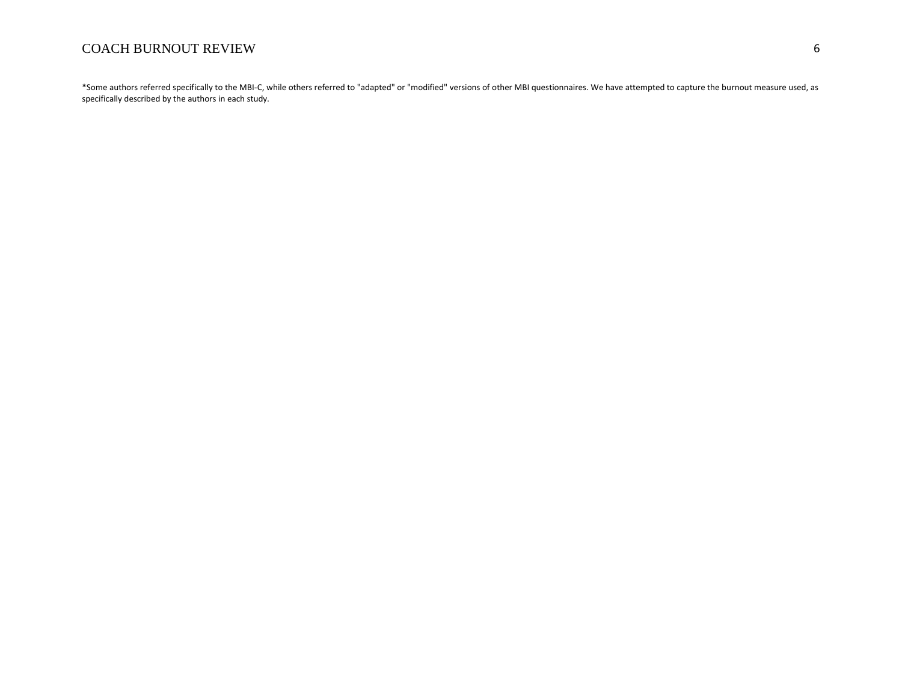*Some authors referred specifically to the MBI-C, while others referred to "adapted" or "modified" versions of other MBI questionnaires. We have attempted to capture the burnout measure used, as specifically described by the authors in each study.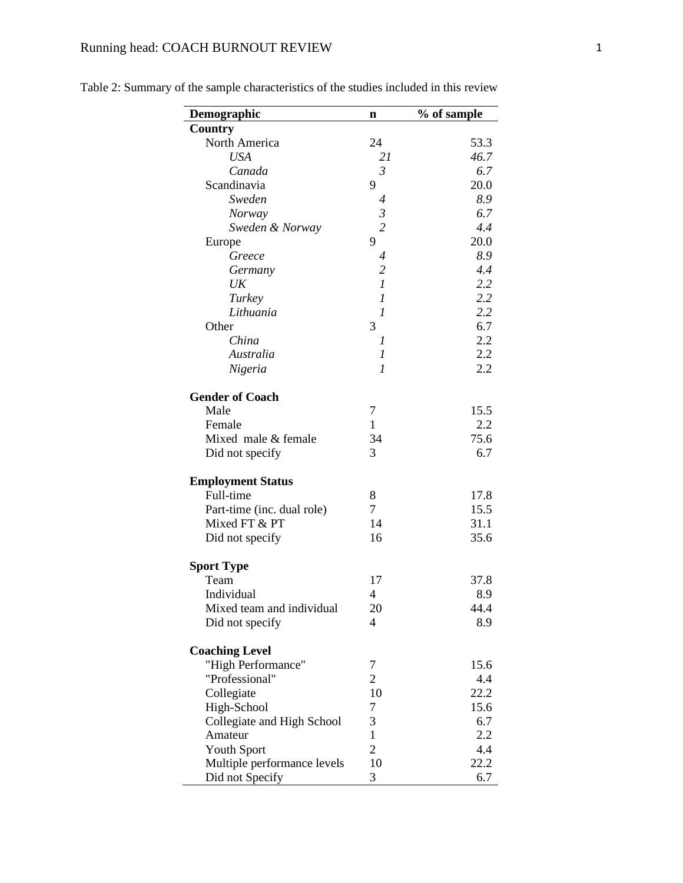Table 2: Summary of the sample characteristics of the studies included in this review

| Demographic | n | % of sample |
|---|---|---|
| **Country** | | |
| North America | 24 | 53.3 |
| *USA* | *21* | *46.7* |
| *Canada* | *3* | *6.7* |
| Scandinavia | 9 | 20.0 |
| *Sweden* | *4* | *8.9* |
| *Norway* | *3* | *6.7* |
| *Sweden & Norway* | *2* | *4.4* |
| Europe | 9 | 20.0 |
| *Greece* | *4* | *8.9* |
| *Germany* | *2* | *4.4* |
| *UK* | *1* | *2.2* |
| *Turkey* | *1* | *2.2* |
| *Lithuania* | *1* | *2.2* |
| Other | 3 | 6.7 |
| *China* | *1* | 2.2 |
| *Australia* | *1* | 2.2 |
| *Nigeria* | *1* | 2.2 |
| **Gender of Coach** | | |
| Male | 7 | 15.5 |
| Female | 1 | 2.2 |
| Mixed male & female | 34 | 75.6 |
| Did not specify | 3 | 6.7 |
| **Employment Status** | | |
| Full-time | 8 | 17.8 |
| Part-time (inc. dual role) | 7 | 15.5 |
| Mixed FT & PT | 14 | 31.1 |
| Did not specify | 16 | 35.6 |
| **Sport Type** | | |
| Team | 17 | 37.8 |
| Individual | 4 | 8.9 |
| Mixed team and individual | 20 | 44.4 |
| Did not specify | 4 | 8.9 |
| **Coaching Level** | | |
| "High Performance" | 7 | 15.6 |
| "Professional" | 2 | 4.4 |
| Collegiate | 10 | 22.2 |
| High-School | 7 | 15.6 |
| Collegiate and High School | 3 | 6.7 |
| Amateur | 1 | 2.2 |
| Youth Sport | 2 | 4.4 |
| Multiple performance levels | 10 | 22.2 |
| Did not Specify | 3 | 6.7 |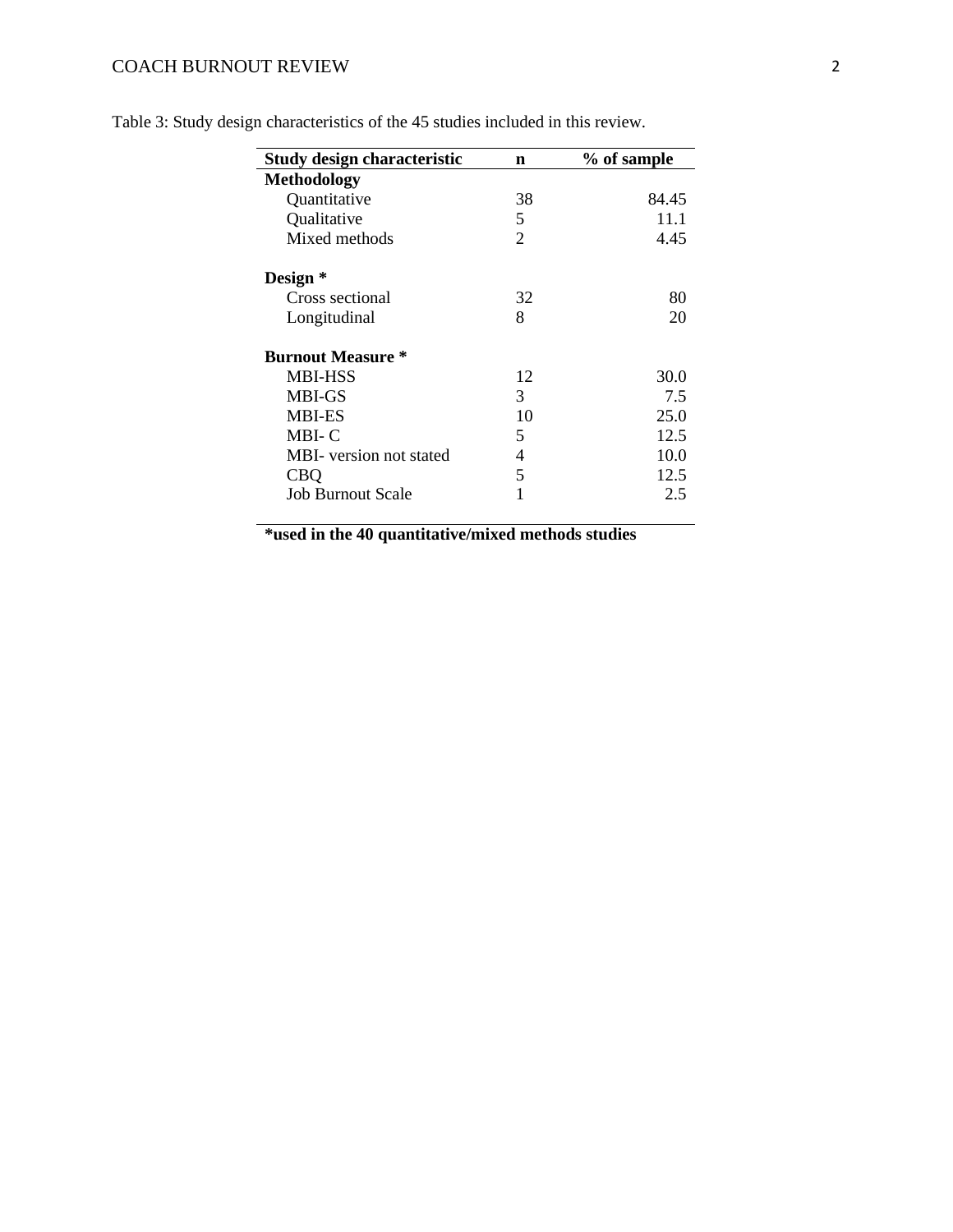Table 3: Study design characteristics of the 45 studies included in this review.

| Study design characteristic | n | % of sample |
|---|---|---|
| **Methodology** | | |
| Quantitative | 38 | 84.45 |
| Qualitative | 5 | 11.1 |
| Mixed methods | 2 | 4.45 |
| | | |
| **Design *** | | |
| Cross sectional | 32 | 80 |
| Longitudinal | 8 | 20 |
| | | |
| **Burnout Measure *** | | |
| MBI-HSS | 12 | 30.0 |
| MBI-GS | 3 | 7.5 |
| MBI-ES | 10 | 25.0 |
| MBI- C | 5 | 12.5 |
| MBI- version not stated | 4 | 10.0 |
| CBQ | 5 | 12.5 |
| Job Burnout Scale | 1 | 2.5 |

***used in the 40 quantitative/mixed methods studies**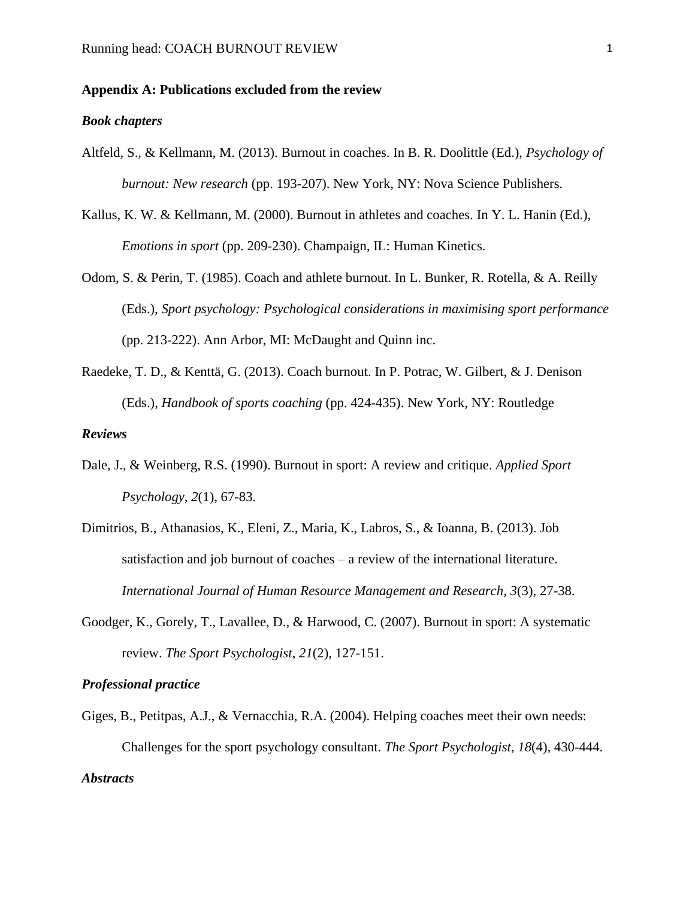**Appendix A: Publications excluded from the review**

***Book chapters***

Altfeld, S., & Kellmann, M. (2013). Burnout in coaches. In B. R. Doolittle (Ed.), *Psychology of burnout: New research* (pp. 193-207). New York, NY: Nova Science Publishers.

Kallus, K. W. & Kellmann, M. (2000). Burnout in athletes and coaches. In Y. L. Hanin (Ed.), *Emotions in sport* (pp. 209-230). Champaign, IL: Human Kinetics.

Odom, S. & Perin, T. (1985). Coach and athlete burnout. In L. Bunker, R. Rotella, & A. Reilly (Eds.), *Sport psychology: Psychological considerations in maximising sport performance* (pp. 213-222). Ann Arbor, MI: McDaught and Quinn inc.

Raedeke, T. D., & Kenttä, G. (2013). Coach burnout. In P. Potrac, W. Gilbert, & J. Denison (Eds.), *Handbook of sports coaching* (pp. 424-435). New York, NY: Routledge

***Reviews***

Dale, J., & Weinberg, R.S. (1990). Burnout in sport: A review and critique. *Applied Sport Psychology*, *2*(1), 67-83.

Dimitrios, B., Athanasios, K., Eleni, Z., Maria, K., Labros, S., & Ioanna, B. (2013). Job satisfaction and job burnout of coaches – a review of the international literature. *International Journal of Human Resource Management and Research*, *3*(3), 27-38.

Goodger, K., Gorely, T., Lavallee, D., & Harwood, C. (2007). Burnout in sport: A systematic review. *The Sport Psychologist*, *21*(2), 127-151.

***Professional practice***

Giges, B., Petitpas, A.J., & Vernacchia, R.A. (2004). Helping coaches meet their own needs: Challenges for the sport psychology consultant. *The Sport Psychologist*, *18*(4), 430-444.

***Abstracts***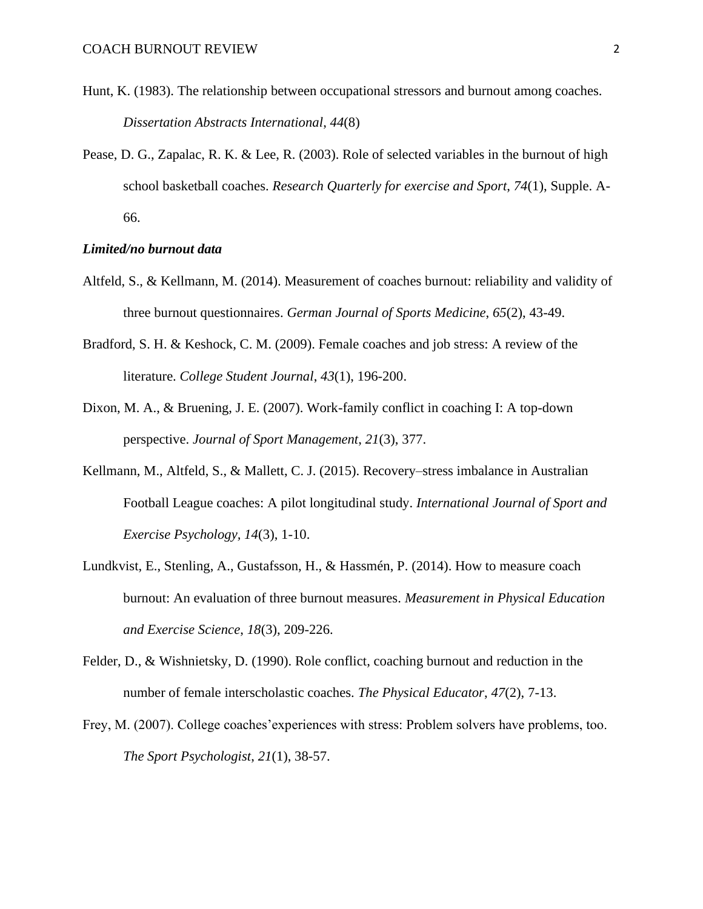Hunt, K. (1983). The relationship between occupational stressors and burnout among coaches. *Dissertation Abstracts International*, *44*(8)

Pease, D. G., Zapalac, R. K. & Lee, R. (2003). Role of selected variables in the burnout of high school basketball coaches. *Research Quarterly for exercise and Sport*, *74*(1), Supple. A-66.

***Limited/no burnout data***

Altfeld, S., & Kellmann, M. (2014). Measurement of coaches burnout: reliability and validity of three burnout questionnaires. *German Journal of Sports Medicine*, *65*(2), 43-49.

Bradford, S. H. & Keshock, C. M. (2009). Female coaches and job stress: A review of the literature. *College Student Journal*, *43*(1), 196-200.

Dixon, M. A., & Bruening, J. E. (2007). Work-family conflict in coaching I: A top-down perspective. *Journal of Sport Management*, *21*(3), 377.

Kellmann, M., Altfeld, S., & Mallett, C. J. (2015). Recovery–stress imbalance in Australian Football League coaches: A pilot longitudinal study. *International Journal of Sport and Exercise Psychology*, *14*(3), 1-10.

Lundkvist, E., Stenling, A., Gustafsson, H., & Hassmén, P. (2014). How to measure coach burnout: An evaluation of three burnout measures. *Measurement in Physical Education and Exercise Science*, *18*(3), 209-226.

Felder, D., & Wishnietsky, D. (1990). Role conflict, coaching burnout and reduction in the number of female interscholastic coaches. *The Physical Educator*, *47*(2), 7-13.

Frey, M. (2007). College coaches'experiences with stress: Problem solvers have problems, too. *The Sport Psychologist*, *21*(1), 38-57.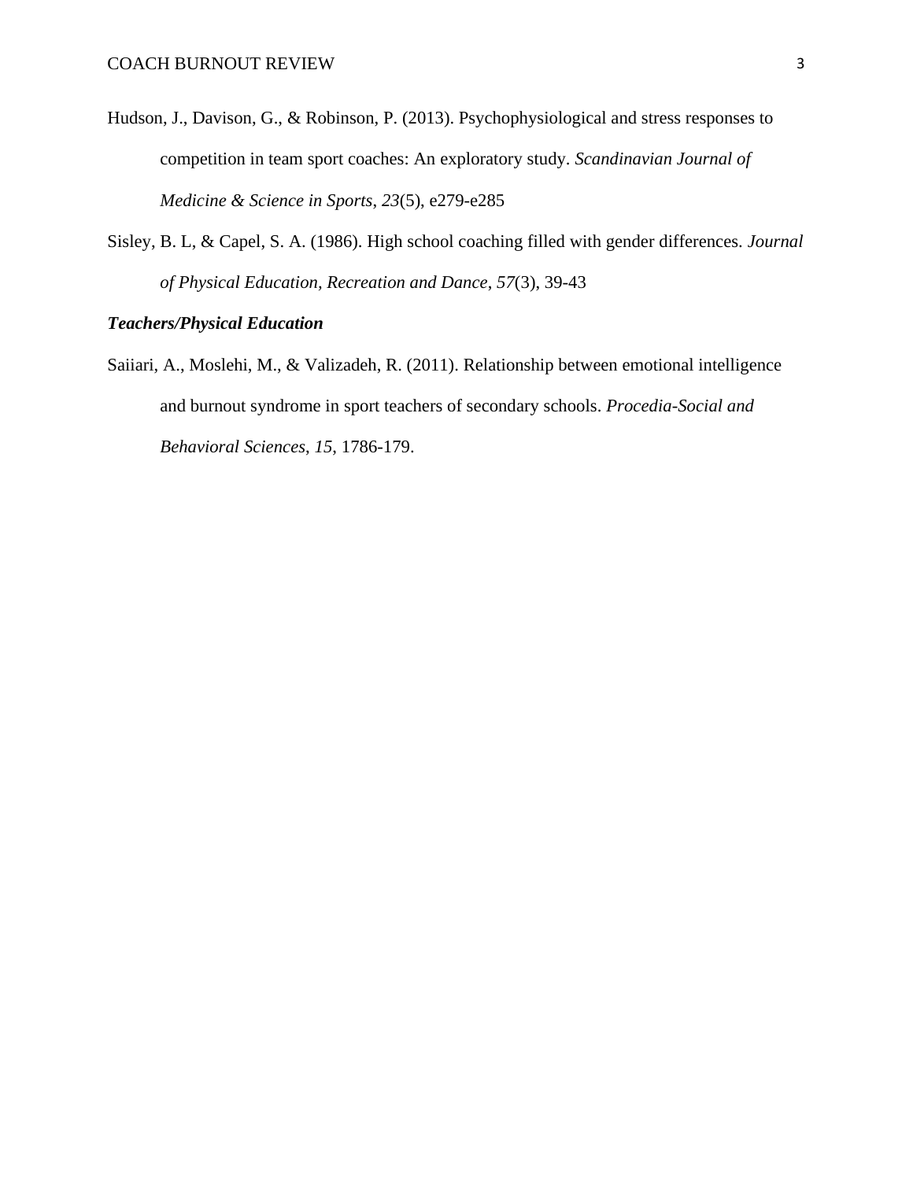Hudson, J., Davison, G., & Robinson, P. (2013). Psychophysiological and stress responses to competition in team sport coaches: An exploratory study. *Scandinavian Journal of Medicine & Science in Sports*, *23*(5), e279-e285

Sisley, B. L, & Capel, S. A. (1986). High school coaching filled with gender differences. *Journal of Physical Education, Recreation and Dance*, *57*(3), 39-43

***Teachers/Physical Education***

Saiiari, A., Moslehi, M., & Valizadeh, R. (2011). Relationship between emotional intelligence and burnout syndrome in sport teachers of secondary schools. *Procedia-Social and Behavioral Sciences*, *15*, 1786-179.